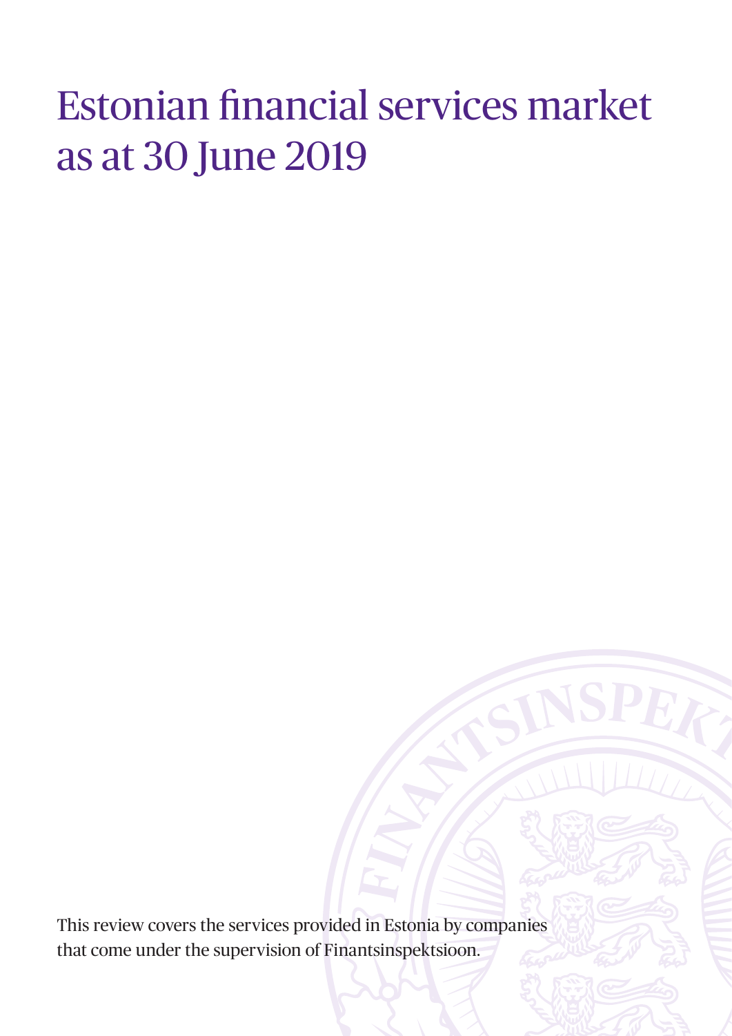# Estonian financial services market as at 30 June 2019

This review covers the services provided in Estonia by companies that come under the supervision of Finantsinspektsioon.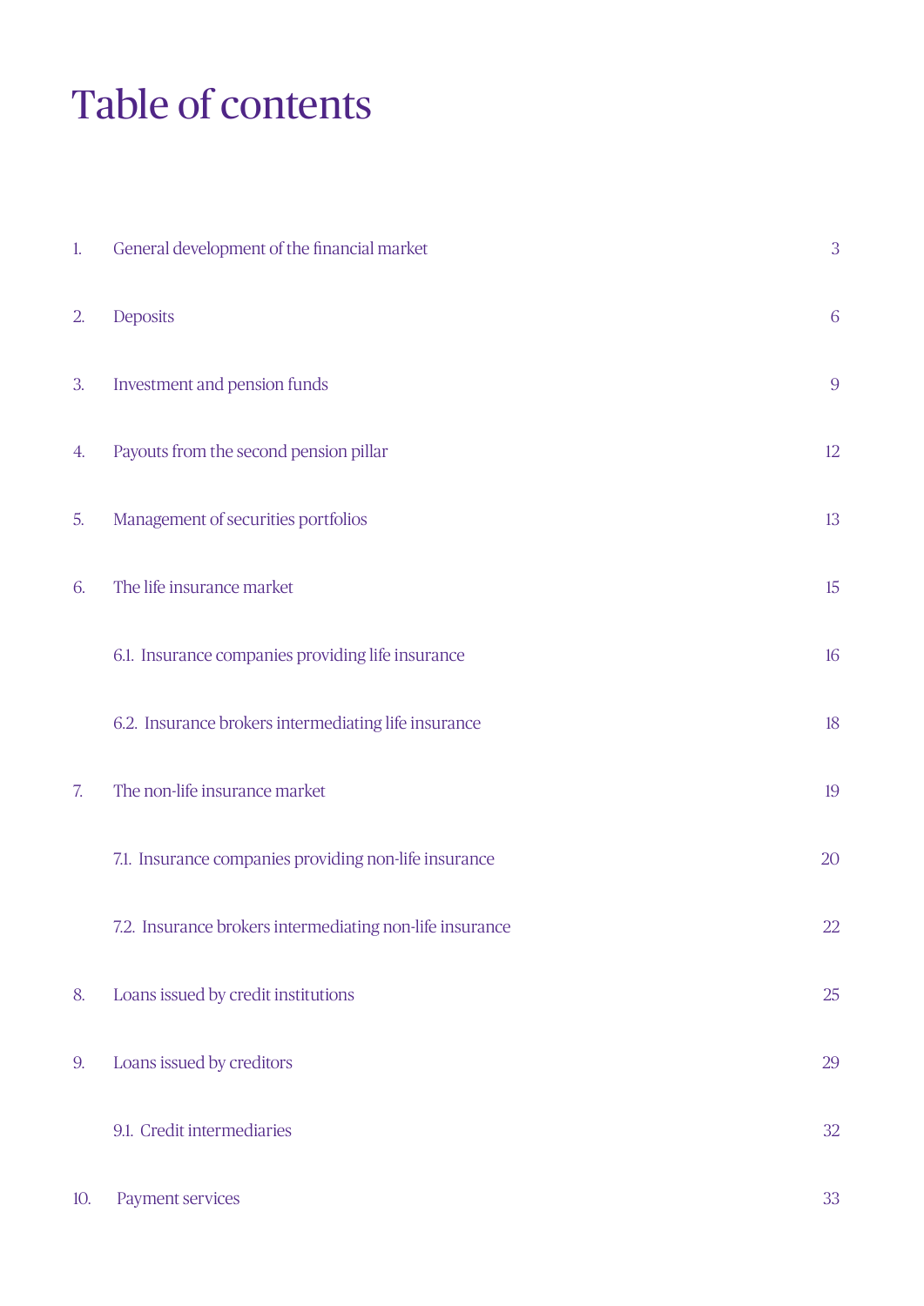# Table of contents

| | | |
|---|---|---|
| 1. | General development of the financial market | 3 |
| 2. | Deposits | 6 |
| 3. | Investment and pension funds | 9 |
| 4. | Payouts from the second pension pillar | 12 |
| 5. | Management of securities portfolios | 13 |
| 6. | The life insurance market | 15 |
| | 6.1. Insurance companies providing life insurance | 16 |
| | 6.2. Insurance brokers intermediating life insurance | 18 |
| 7. | The non-life insurance market | 19 |
| | 7.1. Insurance companies providing non-life insurance | 20 |
| | 7.2. Insurance brokers intermediating non-life insurance | 22 |
| 8. | Loans issued by credit institutions | 25 |
| 9. | Loans issued by creditors | 29 |
| | 9.1. Credit intermediaries | 32 |
| 10. | Payment services | 33 |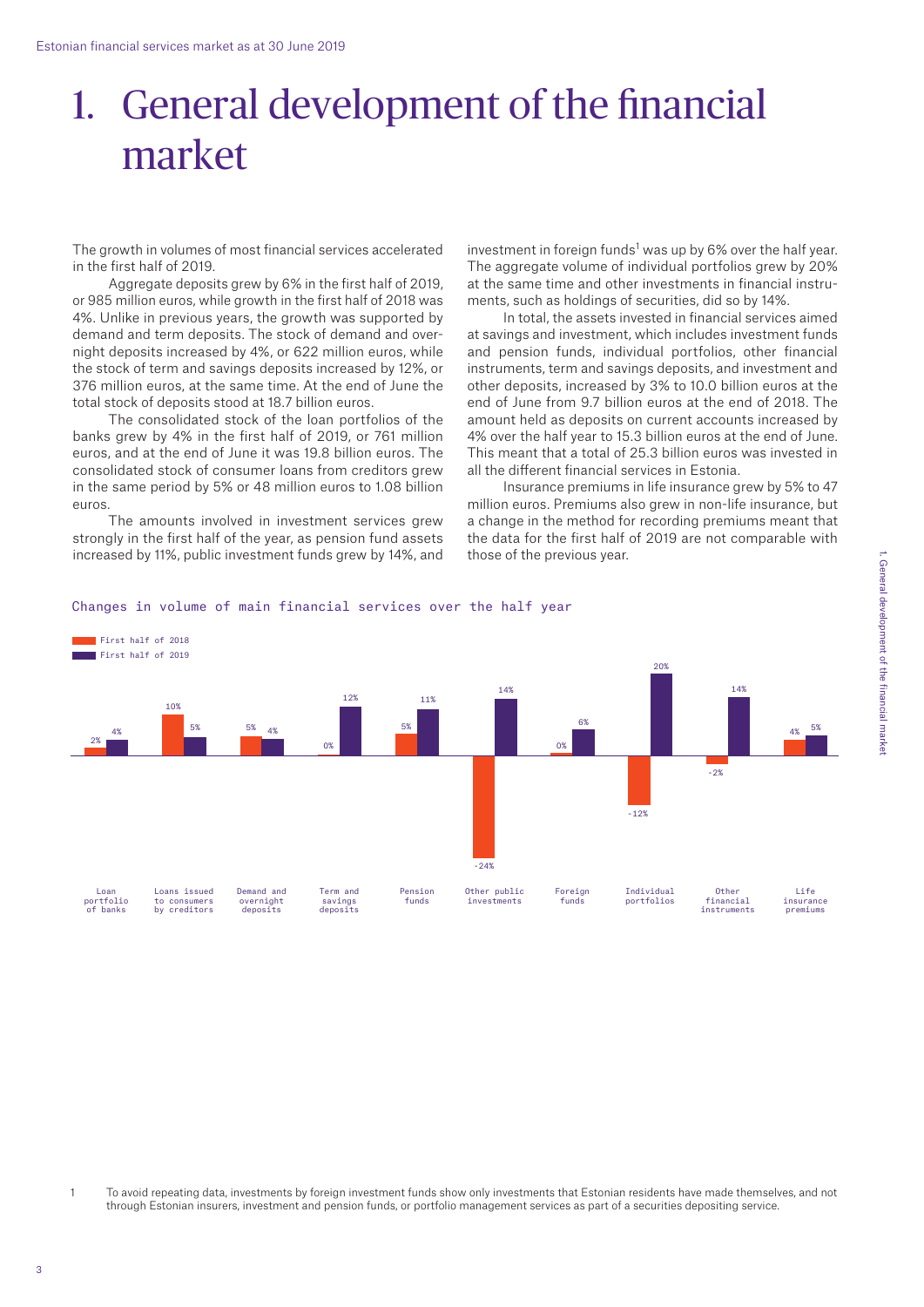# 1. General development of the financial market

The growth in volumes of most financial services accelerated in the first half of 2019.

Aggregate deposits grew by 6% in the first half of 2019, or 985 million euros, while growth in the first half of 2018 was 4%. Unlike in previous years, the growth was supported by demand and term deposits. The stock of demand and overnight deposits increased by 4%, or 622 million euros, while the stock of term and savings deposits increased by 12%, or 376 million euros, at the same time. At the end of June the total stock of deposits stood at 18.7 billion euros.

The consolidated stock of the loan portfolios of the banks grew by 4% in the first half of 2019, or 761 million euros, and at the end of June it was 19.8 billion euros. The consolidated stock of consumer loans from creditors grew in the same period by 5% or 48 million euros to 1.08 billion euros.

The amounts involved in investment services grew strongly in the first half of the year, as pension fund assets increased by 11%, public investment funds grew by 14%, and investment in foreign funds[1] was up by 6% over the half year. The aggregate volume of individual portfolios grew by 20% at the same time and other investments in financial instruments, such as holdings of securities, did so by 14%.

In total, the assets invested in financial services aimed at savings and investment, which includes investment funds and pension funds, individual portfolios, other financial instruments, term and savings deposits, and investment and other deposits, increased by 3% to 10.0 billion euros at the end of June from 9.7 billion euros at the end of 2018. The amount held as deposits on current accounts increased by 4% over the half year to 15.3 billion euros at the end of June. This meant that a total of 25.3 billion euros was invested in all the different financial services in Estonia.

Insurance premiums in life insurance grew by 5% to 47 million euros. Premiums also grew in non-life insurance, but a change in the method for recording premiums meant that the data for the first half of 2019 are not comparable with those of the previous year.

Changes in volume of main financial services over the half year

First half of 2018
First half of 2019

Loan portfolio of banks: 2% 4%
Loans issued to consumers by creditors: 10% 5%
Demand and overnight deposits: 5% 4%
Term and savings deposits: 0% 12%
Pension funds: 5% 11%
Other public investments: -24% 14%
Foreign funds: 0% 6%
Individual portfolios: -12% 20%
Other financial instruments: -2% 14%
Life insurance premiums: 4% 5%

1 To avoid repeating data, investments by foreign investment funds show only investments that Estonian residents have made themselves, and not through Estonian insurers, investment and pension funds, or portfolio management services as part of a securities depositing service.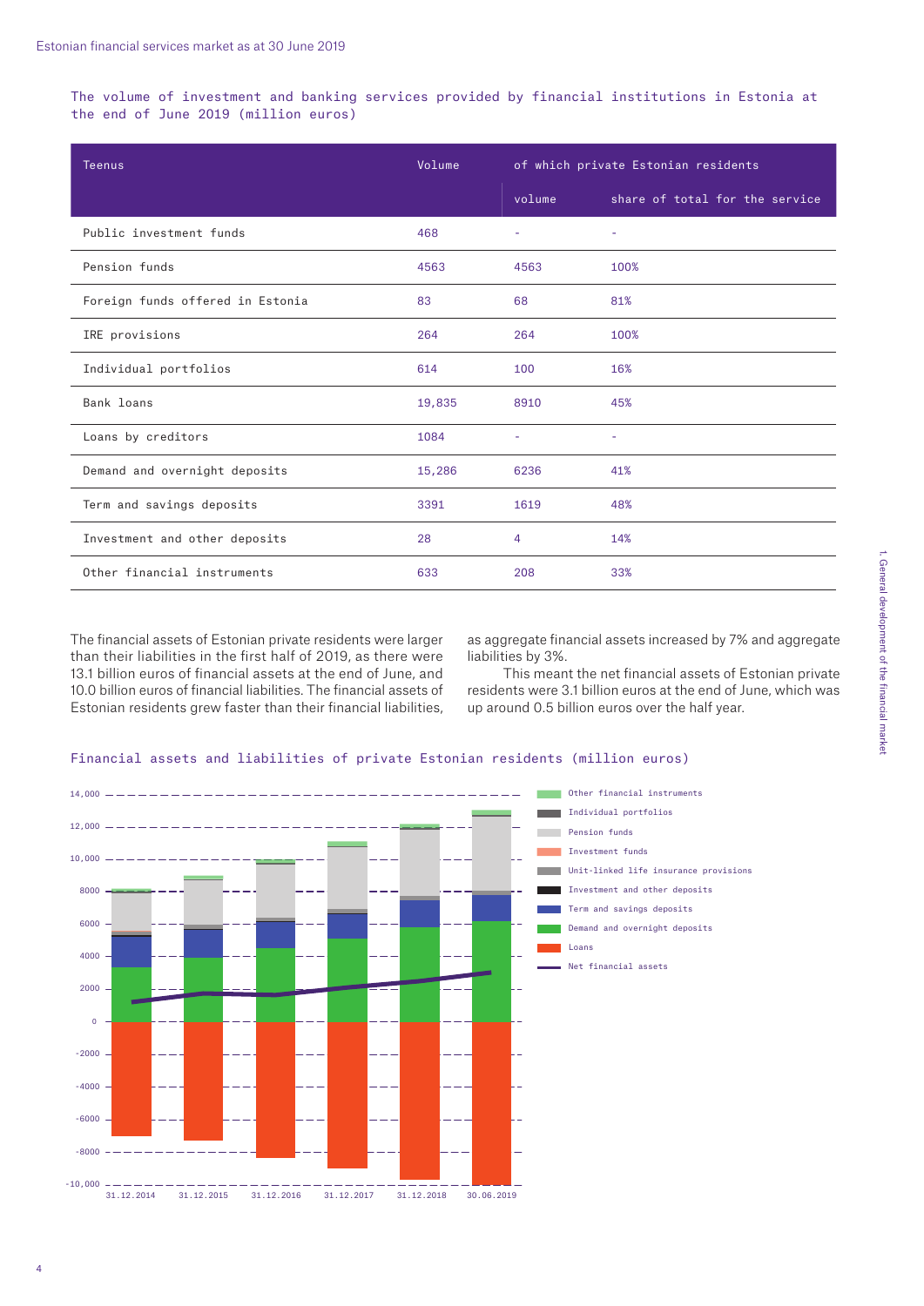The volume of investment and banking services provided by financial institutions in Estonia at the end of June 2019 (million euros)

| Teenus | Volume | of which private Estonian residents | |
|---|---|---|---|
| | | volume | share of total for the service |
| Public investment funds | 468 | - | - |
| Pension funds | 4563 | 4563 | 100% |
| Foreign funds offered in Estonia | 83 | 68 | 81% |
| IRE provisions | 264 | 264 | 100% |
| Individual portfolios | 614 | 100 | 16% |
| Bank loans | 19,835 | 8910 | 45% |
| Loans by creditors | 1084 | - | - |
| Demand and overnight deposits | 15,286 | 6236 | 41% |
| Term and savings deposits | 3391 | 1619 | 48% |
| Investment and other deposits | 28 | 4 | 14% |
| Other financial instruments | 633 | 208 | 33% |

The financial assets of Estonian private residents were larger than their liabilities in the first half of 2019, as there were 13.1 billion euros of financial assets at the end of June, and 10.0 billion euros of financial liabilities. The financial assets of Estonian residents grew faster than their financial liabilities, as aggregate financial assets increased by 7% and aggregate liabilities by 3%.

This meant the net financial assets of Estonian private residents were 3.1 billion euros at the end of June, which was up around 0.5 billion euros over the half year.

Financial assets and liabilities of private Estonian residents (million euros)

14,000
12,000
10,000
8000
6000
4000
2000
0
-2000
-4000
-6000
-8000
-10,000

31.12.2014
31.12.2015
31.12.2016
31.12.2017
31.12.2018
30.06.2019

Other financial instruments
Individual portfolios
Pension funds
Investment funds
Unit-linked life insurance provisions
Investment and other deposits
Term and savings deposits
Demand and overnight deposits
Loans
Net financial assets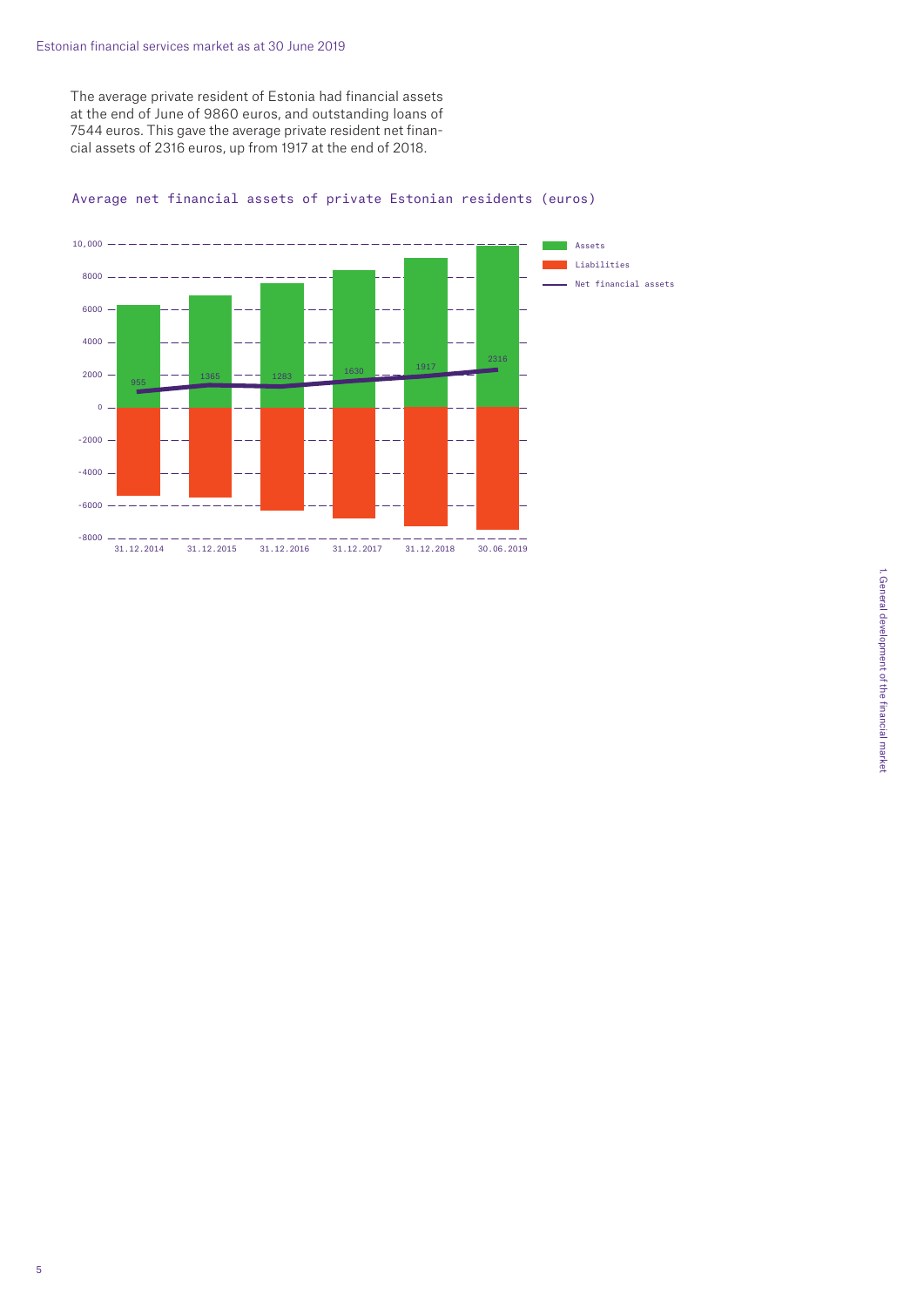The average private resident of Estonia had financial assets at the end of June of 9860 euros, and outstanding loans of 7544 euros. This gave the average private resident net financial assets of 2316 euros, up from 1917 at the end of 2018.

Average net financial assets of private Estonian residents (euros)

10,000
8000
6000
4000
2000
0
-2000
-4000
-6000
-8000

955
1365
1283
1630
1917
2316

31.12.2014
31.12.2015
31.12.2016
31.12.2017
31.12.2018
30.06.2019

Assets
Liabilities
Net financial assets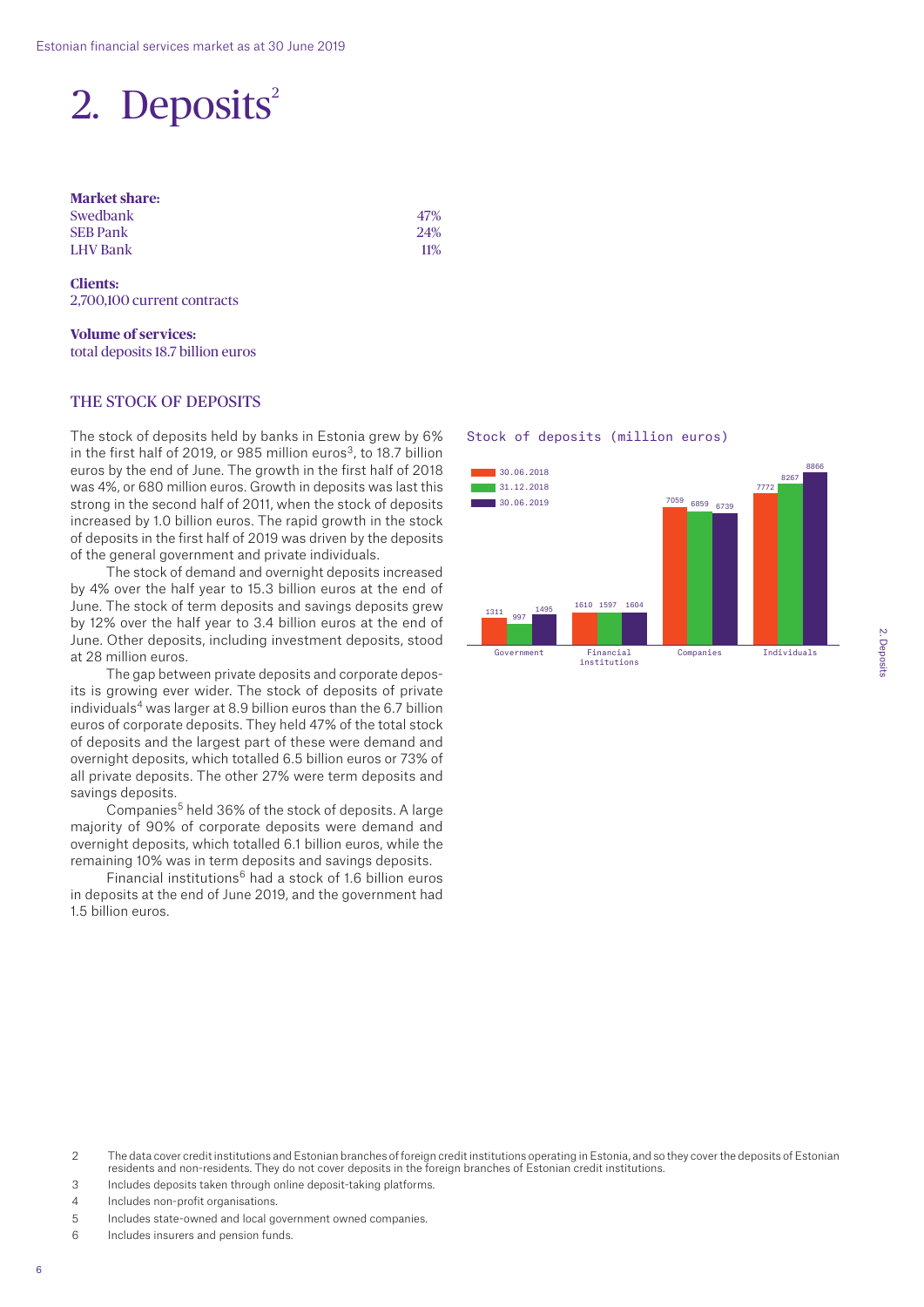# 2. Deposits[2]

**Market share:**

| | |
|---|---|
| Swedbank | 47% |
| SEB Pank | 24% |
| LHV Bank | 11% |

**Clients:**
2,700,100 current contracts

**Volume of services:**
total deposits 18.7 billion euros

## THE STOCK OF DEPOSITS

The stock of deposits held by banks in Estonia grew by 6% in the first half of 2019, or 985 million euros[3], to 18.7 billion euros by the end of June. The growth in the first half of 2018 was 4%, or 680 million euros. Growth in deposits was last this strong in the second half of 2011, when the stock of deposits increased by 1.0 billion euros. The rapid growth in the stock of deposits in the first half of 2019 was driven by the deposits of the general government and private individuals.

The stock of demand and overnight deposits increased by 4% over the half year to 15.3 billion euros at the end of June. The stock of term deposits and savings deposits grew by 12% over the half year to 3.4 billion euros at the end of June. Other deposits, including investment deposits, stood at 28 million euros.

The gap between private deposits and corporate deposits is growing ever wider. The stock of deposits of private individuals[4] was larger at 8.9 billion euros than the 6.7 billion euros of corporate deposits. They held 47% of the total stock of deposits and the largest part of these were demand and overnight deposits, which totalled 6.5 billion euros or 73% of all private deposits. The other 27% were term deposits and savings deposits.

Companies[5] held 36% of the stock of deposits. A large majority of 90% of corporate deposits were demand and overnight deposits, which totalled 6.1 billion euros, while the remaining 10% was in term deposits and savings deposits.

Financial institutions[6] had a stock of 1.6 billion euros in deposits at the end of June 2019, and the government had 1.5 billion euros.

Stock of deposits (million euros)

30.06.2018
31.12.2018
30.06.2019

Government: 1311, 997, 1495
Financial institutions: 1610, 1597, 1604
Companies: 7059, 6859, 6739
Individuals: 7772, 8267, 8866

2 The data cover credit institutions and Estonian branches of foreign credit institutions operating in Estonia, and so they cover the deposits of Estonian residents and non-residents. They do not cover deposits in the foreign branches of Estonian credit institutions.

3 Includes deposits taken through online deposit-taking platforms.

4 Includes non-profit organisations.

5 Includes state-owned and local government owned companies.

6 Includes insurers and pension funds.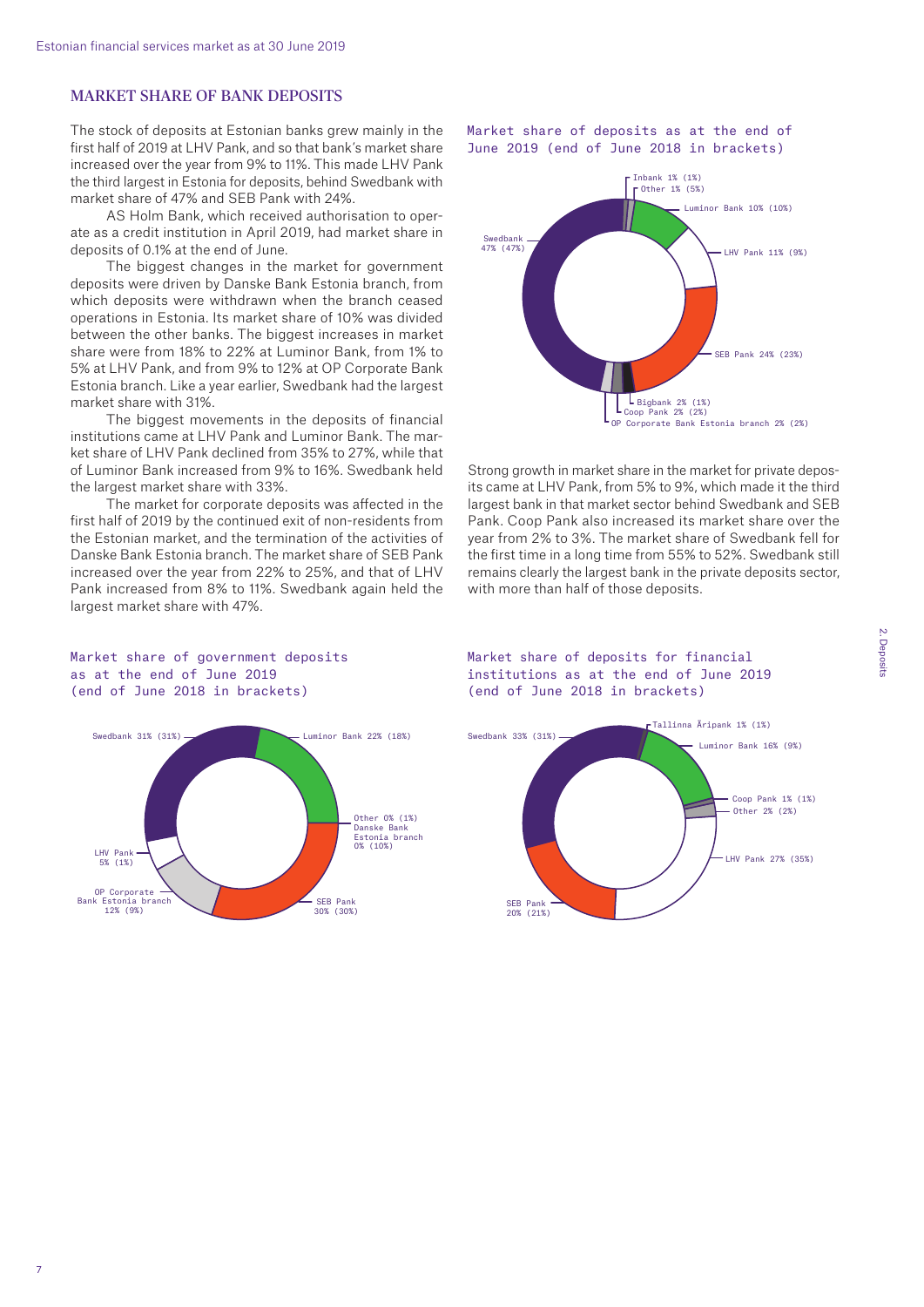## MARKET SHARE OF BANK DEPOSITS

The stock of deposits at Estonian banks grew mainly in the first half of 2019 at LHV Pank, and so that bank's market share increased over the year from 9% to 11%. This made LHV Pank the third largest in Estonia for deposits, behind Swedbank with market share of 47% and SEB Pank with 24%.

AS Holm Bank, which received authorisation to operate as a credit institution in April 2019, had market share in deposits of 0.1% at the end of June.

The biggest changes in the market for government deposits were driven by Danske Bank Estonia branch, from which deposits were withdrawn when the branch ceased operations in Estonia. Its market share of 10% was divided between the other banks. The biggest increases in market share were from 18% to 22% at Luminor Bank, from 1% to 5% at LHV Pank, and from 9% to 12% at OP Corporate Bank Estonia branch. Like a year earlier, Swedbank had the largest market share with 31%.

The biggest movements in the deposits of financial institutions came at LHV Pank and Luminor Bank. The market share of LHV Pank declined from 35% to 27%, while that of Luminor Bank increased from 9% to 16%. Swedbank held the largest market share with 33%.

The market for corporate deposits was affected in the first half of 2019 by the continued exit of non-residents from the Estonian market, and the termination of the activities of Danske Bank Estonia branch. The market share of SEB Pank increased over the year from 22% to 25%, and that of LHV Pank increased from 8% to 11%. Swedbank again held the largest market share with 47%.

Market share of deposits as at the end of June 2019 (end of June 2018 in brackets)

| Bank | Share |
|---|---|
| Swedbank | 47% (47%) |
| SEB Pank | 24% (23%) |
| LHV Pank | 11% (9%) |
| Luminor Bank | 10% (10%) |
| Bigbank | 2% (1%) |
| Coop Pank | 2% (2%) |
| OP Corporate Bank Estonia branch | 2% (2%) |
| Inbank | 1% (1%) |
| Other | 1% (5%) |

Strong growth in market share in the market for private deposits came at LHV Pank, from 5% to 9%, which made it the third largest bank in that market sector behind Swedbank and SEB Pank. Coop Pank also increased its market share over the year from 2% to 3%. The market share of Swedbank fell for the first time in a long time from 55% to 52%. Swedbank still remains clearly the largest bank in the private deposits sector, with more than half of those deposits.

Market share of government deposits as at the end of June 2019 (end of June 2018 in brackets)

| Bank | Share |
|---|---|
| Swedbank | 31% (31%) |
| SEB Pank | 30% (30%) |
| Luminor Bank | 22% (18%) |
| OP Corporate Bank Estonia branch | 12% (9%) |
| LHV Pank | 5% (1%) |
| Danske Bank Estonia branch | 0% (10%) |
| Other | 0% (1%) |

Market share of deposits for financial institutions as at the end of June 2019 (end of June 2018 in brackets)

| Bank | Share |
|---|---|
| Swedbank | 33% (31%) |
| LHV Pank | 27% (35%) |
| SEB Pank | 20% (21%) |
| Luminor Bank | 16% (9%) |
| Other | 2% (2%) |
| Coop Pank | 1% (1%) |
| Tallinna Äripank | 1% (1%) |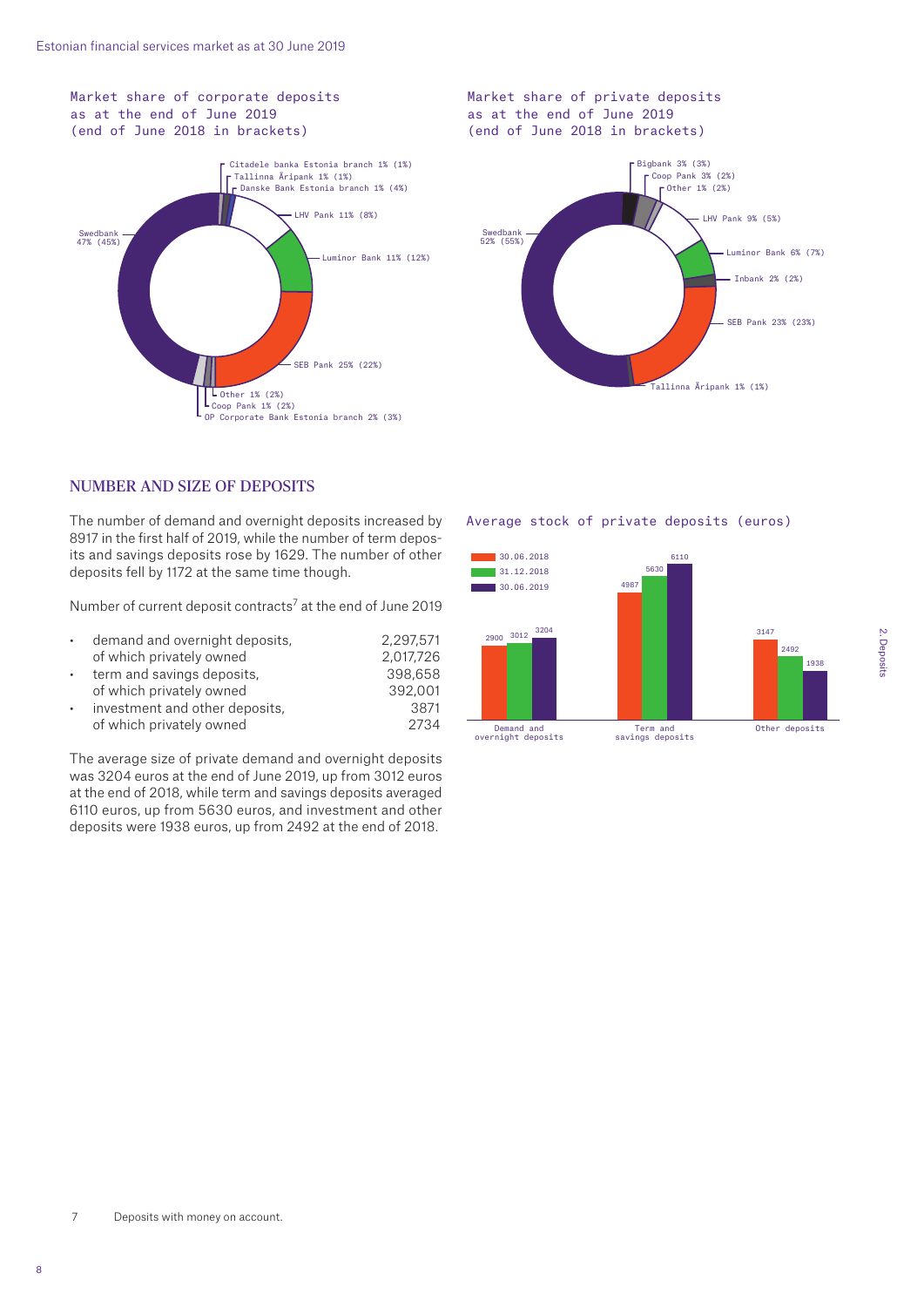Market share of corporate deposits
as at the end of June 2019
(end of June 2018 in brackets)

Citadele banka Estonia branch 1% (1%)
Tallinna Äripank 1% (1%)
Danske Bank Estonia branch 1% (4%)
LHV Pank 11% (8%)
Luminor Bank 11% (12%)
SEB Pank 25% (22%)
Other 1% (2%)
Coop Pank 1% (2%)
OP Corporate Bank Estonia branch 2% (3%)
Swedbank 47% (45%)

Market share of private deposits
as at the end of June 2019
(end of June 2018 in brackets)

Bigbank 3% (3%)
Coop Pank 3% (2%)
Other 1% (2%)
LHV Pank 9% (5%)
Luminor Bank 6% (7%)
Inbank 2% (2%)
SEB Pank 23% (23%)
Tallinna Äripank 1% (1%)
Swedbank 52% (55%)

## NUMBER AND SIZE OF DEPOSITS

The number of demand and overnight deposits increased by 8917 in the first half of 2019, while the number of term deposits and savings deposits rose by 1629. The number of other deposits fell by 1172 at the same time though.

Number of current deposit contracts[7] at the end of June 2019

| | |
|---|---|
| • demand and overnight deposits, | 2,297,571 |
| of which privately owned | 2,017,726 |
| • term and savings deposits, | 398,658 |
| of which privately owned | 392,001 |
| • investment and other deposits, | 3871 |
| of which privately owned | 2734 |

The average size of private demand and overnight deposits was 3204 euros at the end of June 2019, up from 3012 euros at the end of 2018, while term and savings deposits averaged 6110 euros, up from 5630 euros, and investment and other deposits were 1938 euros, up from 2492 at the end of 2018.

Average stock of private deposits (euros)

30.06.2018
31.12.2018
30.06.2019

Demand and overnight deposits: 2900, 3012, 3204
Term and savings deposits: 4987, 5630, 6110
Other deposits: 3147, 2492, 1938

7 Deposits with money on account.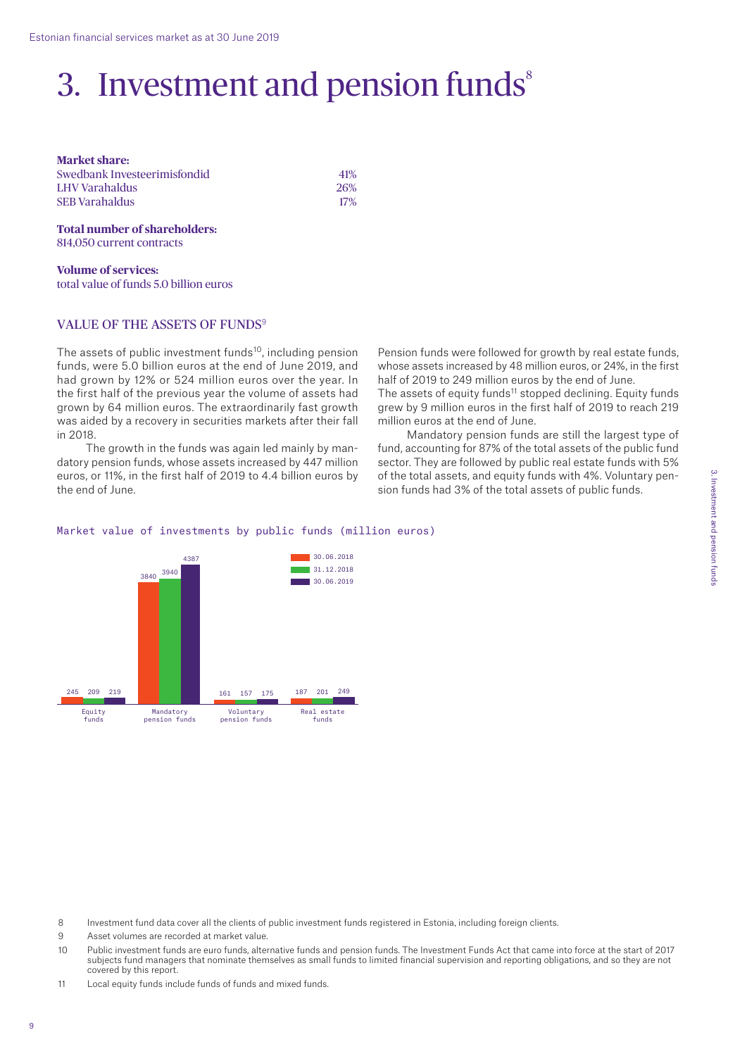# 3. Investment and pension funds[8]

**Market share:**

| | |
|---|---|
| Swedbank Investeerimisfondid | 41% |
| LHV Varahaldus | 26% |
| SEB Varahaldus | 17% |

**Total number of shareholders:**
814,050 current contracts

**Volume of services:**
total value of funds 5.0 billion euros

## VALUE OF THE ASSETS OF FUNDS[9]

The assets of public investment funds[10], including pension funds, were 5.0 billion euros at the end of June 2019, and had grown by 12% or 524 million euros over the year. In the first half of the previous year the volume of assets had grown by 64 million euros. The extraordinarily fast growth was aided by a recovery in securities markets after their fall in 2018.

The growth in the funds was again led mainly by mandatory pension funds, whose assets increased by 447 million euros, or 11%, in the first half of 2019 to 4.4 billion euros by the end of June.

Pension funds were followed for growth by real estate funds, whose assets increased by 48 million euros, or 24%, in the first half of 2019 to 249 million euros by the end of June.
The assets of equity funds[11] stopped declining. Equity funds grew by 9 million euros in the first half of 2019 to reach 219 million euros at the end of June.

Mandatory pension funds are still the largest type of fund, accounting for 87% of the total assets of the public fund sector. They are followed by public real estate funds with 5% of the total assets, and equity funds with 4%. Voluntary pension funds had 3% of the total assets of public funds.

Market value of investments by public funds (million euros)

30.06.2018
31.12.2018
30.06.2019

Equity funds: 245, 209, 219
Mandatory pension funds: 3840, 3940, 4387
Voluntary pension funds: 161, 157, 175
Real estate funds: 187, 201, 249

8 Investment fund data cover all the clients of public investment funds registered in Estonia, including foreign clients.

9 Asset volumes are recorded at market value.

10 Public investment funds are euro funds, alternative funds and pension funds. The Investment Funds Act that came into force at the start of 2017 subjects fund managers that nominate themselves as small funds to limited financial supervision and reporting obligations, and so they are not covered by this report.

11 Local equity funds include funds of funds and mixed funds.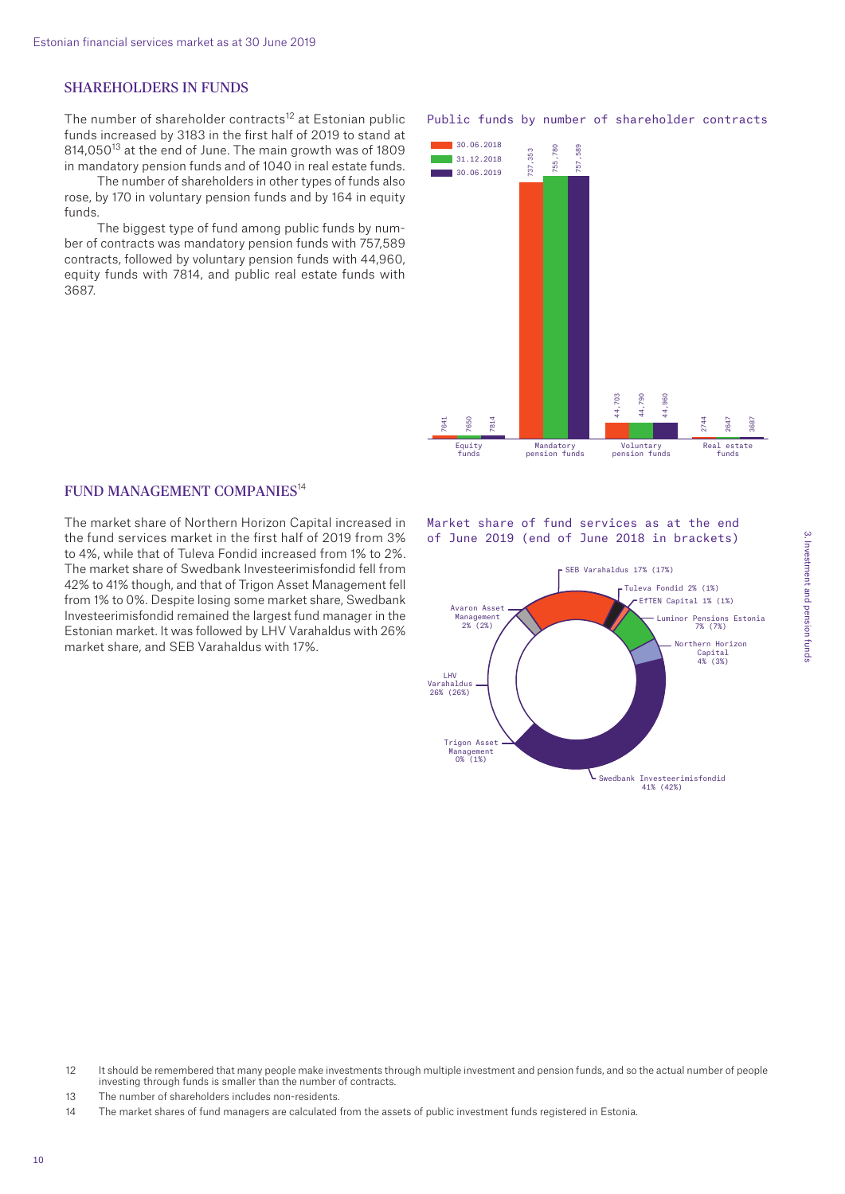## SHAREHOLDERS IN FUNDS

The number of shareholder contracts[12] at Estonian public funds increased by 3183 in the first half of 2019 to stand at 814,050[13] at the end of June. The main growth was of 1809 in mandatory pension funds and of 1040 in real estate funds.

The number of shareholders in other types of funds also rose, by 170 in voluntary pension funds and by 164 in equity funds.

The biggest type of fund among public funds by number of contracts was mandatory pension funds with 757,589 contracts, followed by voluntary pension funds with 44,960, equity funds with 7814, and public real estate funds with 3687.

Public funds by number of shareholder contracts

| | 30.06.2018 | 31.12.2018 | 30.06.2019 |
|---|---|---|---|
| Equity funds | 7641 | 7650 | 7814 |
| Mandatory pension funds | 737,353 | 755,780 | 757,589 |
| Voluntary pension funds | 44,703 | 44,790 | 44,960 |
| Real estate funds | 2744 | 2647 | 3687 |

## FUND MANAGEMENT COMPANIES[14]

The market share of Northern Horizon Capital increased in the fund services market in the first half of 2019 from 3% to 4%, while that of Tuleva Fondid increased from 1% to 2%. The market share of Swedbank Investeerimisfondid fell from 42% to 41% though, and that of Trigon Asset Management fell from 1% to 0%. Despite losing some market share, Swedbank Investeerimisfondid remained the largest fund manager in the Estonian market. It was followed by LHV Varahaldus with 26% market share, and SEB Varahaldus with 17%.

Market share of fund services as at the end of June 2019 (end of June 2018 in brackets)

| Fund manager | Market share |
|---|---|
| Swedbank Investeerimisfondid | 41% (42%) |
| LHV Varahaldus | 26% (26%) |
| SEB Varahaldus | 17% (17%) |
| Luminor Pensions Estonia | 7% (7%) |
| Northern Horizon Capital | 4% (3%) |
| Tuleva Fondid | 2% (1%) |
| Avaron Asset Management | 2% (2%) |
| EfTEN Capital | 1% (1%) |
| Trigon Asset Management | 0% (1%) |

12 It should be remembered that many people make investments through multiple investment and pension funds, and so the actual number of people investing through funds is smaller than the number of contracts.

13 The number of shareholders includes non-residents.

14 The market shares of fund managers are calculated from the assets of public investment funds registered in Estonia.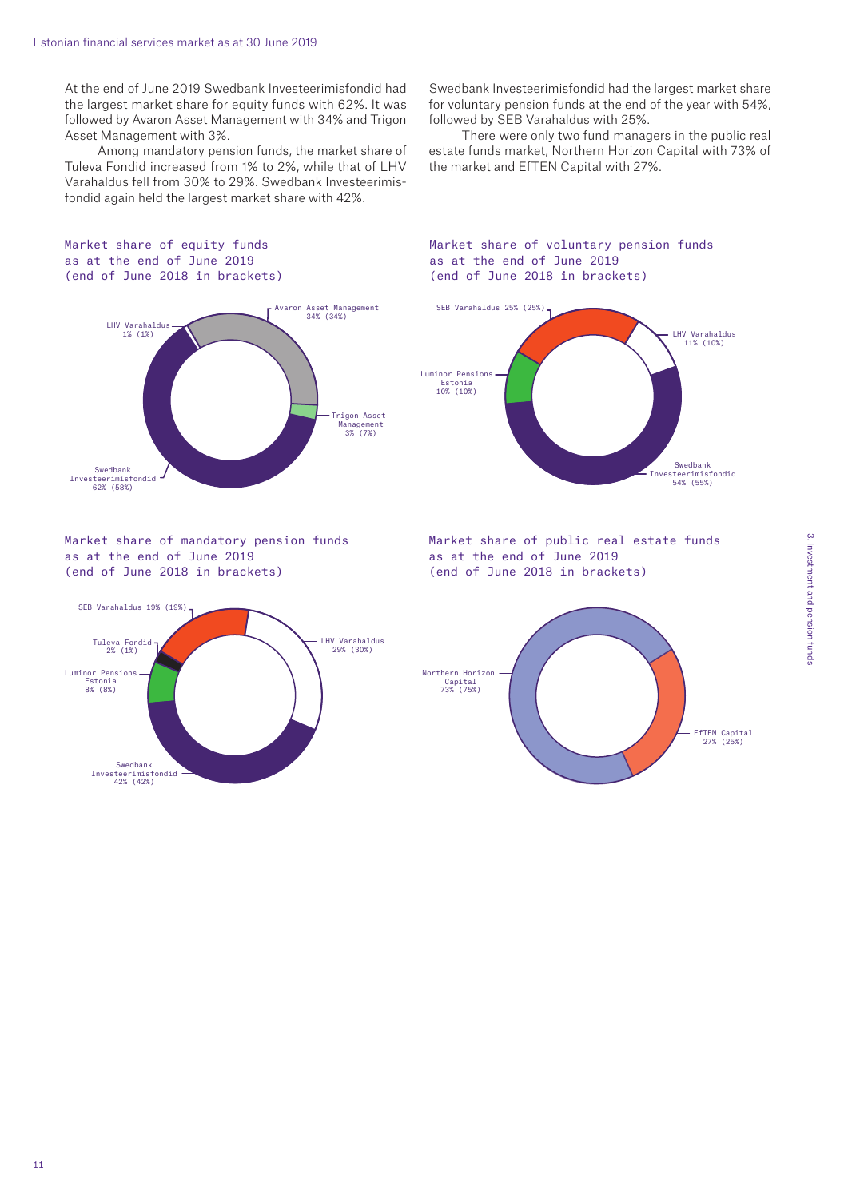At the end of June 2019 Swedbank Investeerimisfondid had the largest market share for equity funds with 62%. It was followed by Avaron Asset Management with 34% and Trigon Asset Management with 3%.

Among mandatory pension funds, the market share of Tuleva Fondid increased from 1% to 2%, while that of LHV Varahaldus fell from 30% to 29%. Swedbank Investeerimisfondid again held the largest market share with 42%.

Swedbank Investeerimisfondid had the largest market share for voluntary pension funds at the end of the year with 54%, followed by SEB Varahaldus with 25%.

There were only two fund managers in the public real estate funds market, Northern Horizon Capital with 73% of the market and EfTEN Capital with 27%.

Market share of equity funds as at the end of June 2019 (end of June 2018 in brackets)

Avaron Asset Management 34% (34%)
LHV Varahaldus 1% (1%)
Trigon Asset Management 3% (7%)
Swedbank Investeerimisfondid 62% (58%)

Market share of voluntary pension funds as at the end of June 2019 (end of June 2018 in brackets)

SEB Varahaldus 25% (25%)
LHV Varahaldus 11% (10%)
Luminor Pensions Estonia 10% (10%)
Swedbank Investeerimisfondid 54% (55%)

Market share of mandatory pension funds as at the end of June 2019 (end of June 2018 in brackets)

SEB Varahaldus 19% (19%)
Tuleva Fondid 2% (1%)
LHV Varahaldus 29% (30%)
Luminor Pensions Estonia 8% (8%)
Swedbank Investeerimisfondid 42% (42%)

Market share of public real estate funds as at the end of June 2019 (end of June 2018 in brackets)

Northern Horizon Capital 73% (75%)
EfTEN Capital 27% (25%)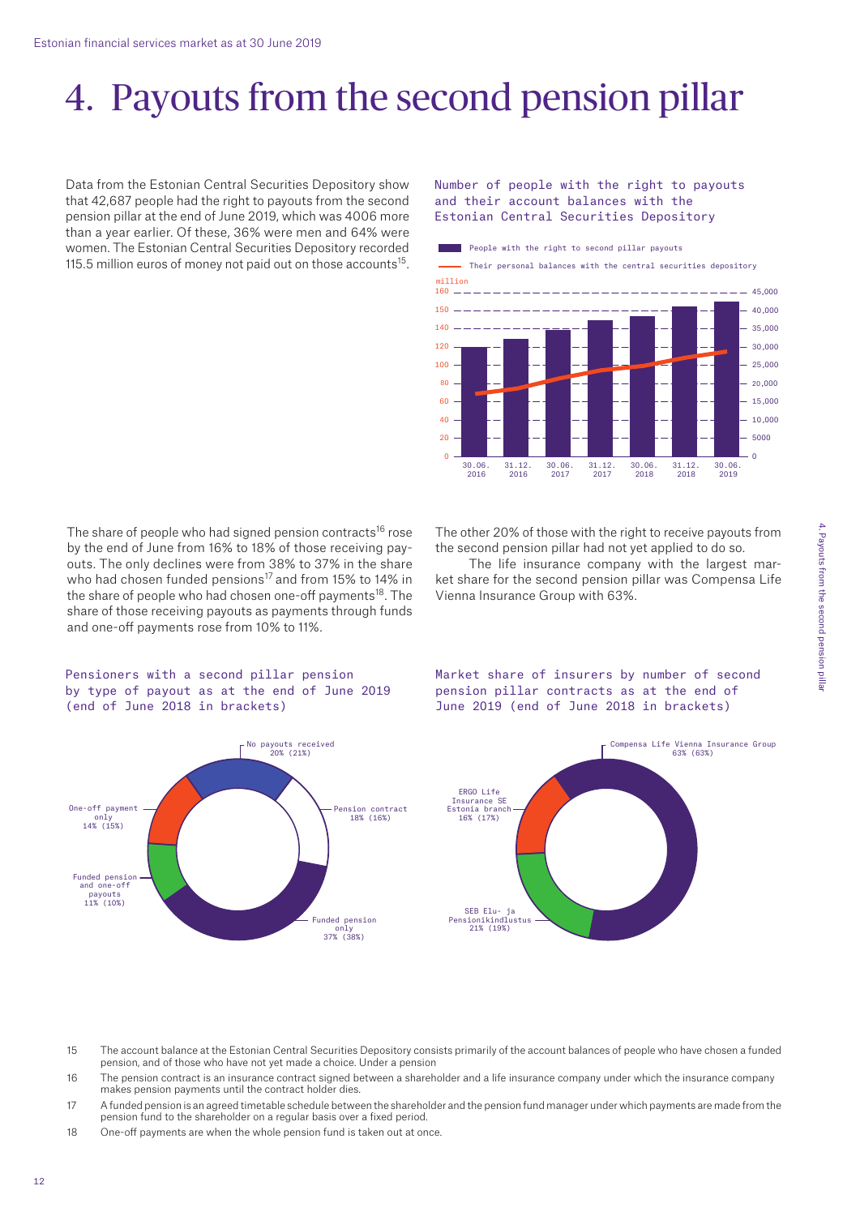# 4. Payouts from the second pension pillar

Data from the Estonian Central Securities Depository show that 42,687 people had the right to payouts from the second pension pillar at the end of June 2019, which was 4006 more than a year earlier. Of these, 36% were men and 64% were women. The Estonian Central Securities Depository recorded 115.5 million euros of money not paid out on those accounts[15].

Number of people with the right to payouts and their account balances with the Estonian Central Securities Depository

People with the right to second pillar payouts

Their personal balances with the central securities depository

million

160
150
140
120
100
80
60
40
20
0

45,000
40,000
35,000
30,000
25,000
20,000
15,000
10,000
5000
0

30.06. 2016
31.12. 2016
30.06. 2017
31.12. 2017
30.06. 2018
31.12. 2018
30.06. 2019

The share of people who had signed pension contracts[16] rose by the end of June from 16% to 18% of those receiving payouts. The only declines were from 38% to 37% in the share who had chosen funded pensions[17] and from 15% to 14% in the share of people who had chosen one-off payments[18]. The share of those receiving payouts as payments through funds and one-off payments rose from 10% to 11%.

The other 20% of those with the right to receive payouts from the second pension pillar had not yet applied to do so.

The life insurance company with the largest market share for the second pension pillar was Compensa Life Vienna Insurance Group with 63%.

Pensioners with a second pillar pension by type of payout as at the end of June 2019 (end of June 2018 in brackets)

No payouts received 20% (21%)
Pension contract 18% (16%)
Funded pension only 37% (38%)
Funded pension and one-off payouts 11% (10%)
One-off payment only 14% (15%)

Market share of insurers by number of second pension pillar contracts as at the end of June 2019 (end of June 2018 in brackets)

Compensa Life Vienna Insurance Group 63% (63%)
ERGO Life Insurance SE Estonia branch 16% (17%)
SEB Elu- ja Pensionikindlustus 21% (19%)

15 The account balance at the Estonian Central Securities Depository consists primarily of the account balances of people who have chosen a funded pension, and of those who have not yet made a choice. Under a pension

16 The pension contract is an insurance contract signed between a shareholder and a life insurance company under which the insurance company makes pension payments until the contract holder dies.

17 A funded pension is an agreed timetable schedule between the shareholder and the pension fund manager under which payments are made from the pension fund to the shareholder on a regular basis over a fixed period.

18 One-off payments are when the whole pension fund is taken out at once.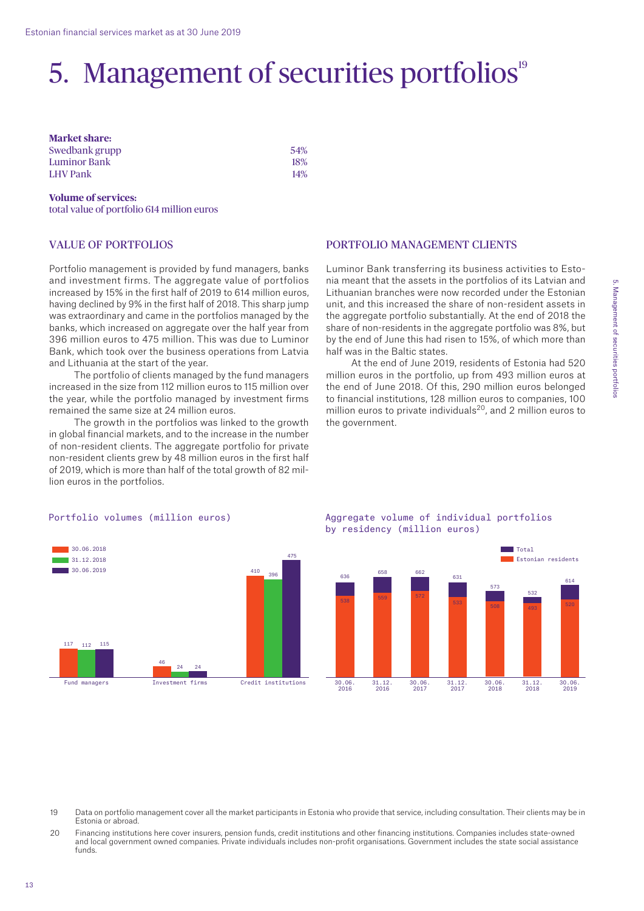# 5. Management of securities portfolios[19]

**Market share:**

| | |
|---|---|
| Swedbank grupp | 54% |
| Luminor Bank | 18% |
| LHV Pank | 14% |

**Volume of services:**
total value of portfolio 614 million euros

## VALUE OF PORTFOLIOS

Portfolio management is provided by fund managers, banks and investment firms. The aggregate value of portfolios increased by 15% in the first half of 2019 to 614 million euros, having declined by 9% in the first half of 2018. This sharp jump was extraordinary and came in the portfolios managed by the banks, which increased on aggregate over the half year from 396 million euros to 475 million. This was due to Luminor Bank, which took over the business operations from Latvia and Lithuania at the start of the year.

The portfolio of clients managed by the fund managers increased in the size from 112 million euros to 115 million over the year, while the portfolio managed by investment firms remained the same size at 24 million euros.

The growth in the portfolios was linked to the growth in global financial markets, and to the increase in the number of non-resident clients. The aggregate portfolio for private non-resident clients grew by 48 million euros in the first half of 2019, which is more than half of the total growth of 82 million euros in the portfolios.

## PORTFOLIO MANAGEMENT CLIENTS

Luminor Bank transferring its business activities to Estonia meant that the assets in the portfolios of its Latvian and Lithuanian branches were now recorded under the Estonian unit, and this increased the share of non-resident assets in the aggregate portfolio substantially. At the end of 2018 the share of non-residents in the aggregate portfolio was 8%, but by the end of June this had risen to 15%, of which more than half was in the Baltic states.

At the end of June 2019, residents of Estonia had 520 million euros in the portfolio, up from 493 million euros at the end of June 2018. Of this, 290 million euros belonged to financial institutions, 128 million euros to companies, 100 million euros to private individuals[20], and 2 million euros to the government.

Portfolio volumes (million euros)

30.06.2018
31.12.2018
30.06.2019

Fund managers: 117 112 115
Investment firms: 46 24 24
Credit institutions: 410 396 475

Aggregate volume of individual portfolios by residency (million euros)

Total
Estonian residents

30.06. 2016: 636, 538
31.12. 2016: 658, 559
30.06. 2017: 662, 572
31.12. 2017: 631, 533
30.06. 2018: 573, 508
31.12. 2018: 532, 493
30.06. 2019: 614, 520

19 Data on portfolio management cover all the market participants in Estonia who provide that service, including consultation. Their clients may be in Estonia or abroad.

20 Financing institutions here cover insurers, pension funds, credit institutions and other financing institutions. Companies includes state-owned and local government owned companies. Private individuals includes non-profit organisations. Government includes the state social assistance funds.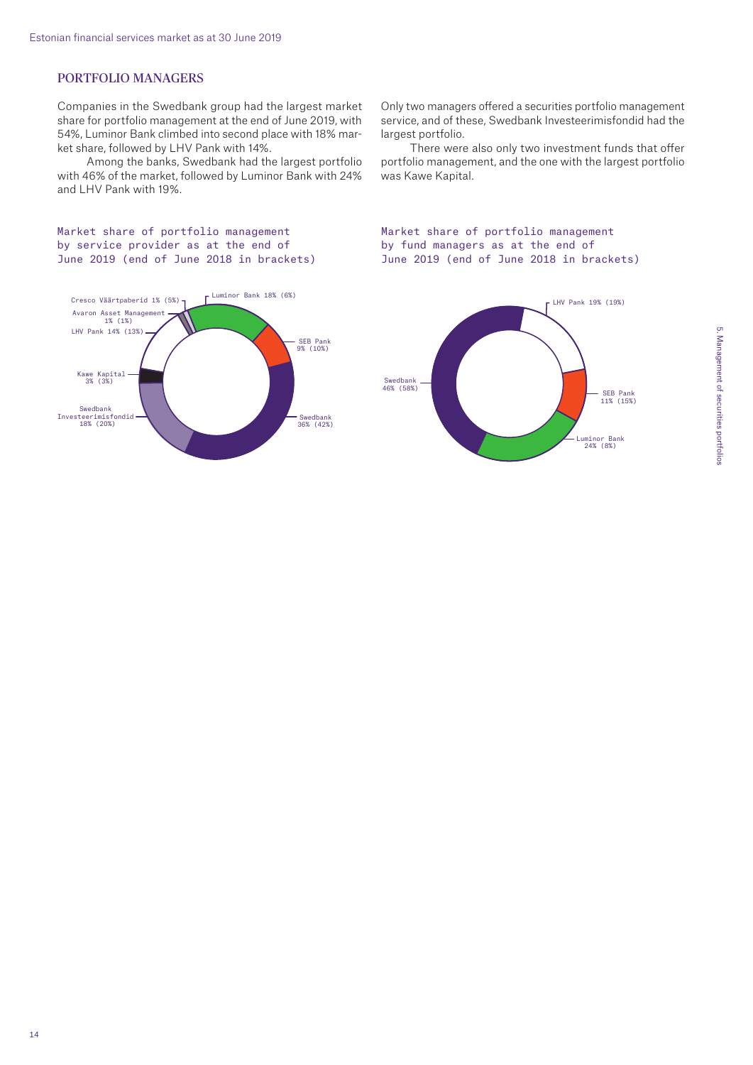## PORTFOLIO MANAGERS

Companies in the Swedbank group had the largest market share for portfolio management at the end of June 2019, with 54%, Luminor Bank climbed into second place with 18% market share, followed by LHV Pank with 14%.

Among the banks, Swedbank had the largest portfolio with 46% of the market, followed by Luminor Bank with 24% and LHV Pank with 19%.

Only two managers offered a securities portfolio management service, and of these, Swedbank Investeerimisfondid had the largest portfolio.

There were also only two investment funds that offer portfolio management, and the one with the largest portfolio was Kawe Kapital.

Market share of portfolio management by service provider as at the end of June 2019 (end of June 2018 in brackets)

Cresco Väärtpaberid 1% (5%)
Luminor Bank 18% (6%)
Avaron Asset Management 1% (1%)
LHV Pank 14% (13%)
SEB Pank 9% (10%)
Kawe Kapital 3% (3%)
Swedbank Investeerimisfondid 18% (20%)
Swedbank 36% (42%)

Market share of portfolio management by fund managers as at the end of June 2019 (end of June 2018 in brackets)

LHV Pank 19% (19%)
Swedbank 46% (58%)
SEB Pank 11% (15%)
Luminor Bank 24% (8%)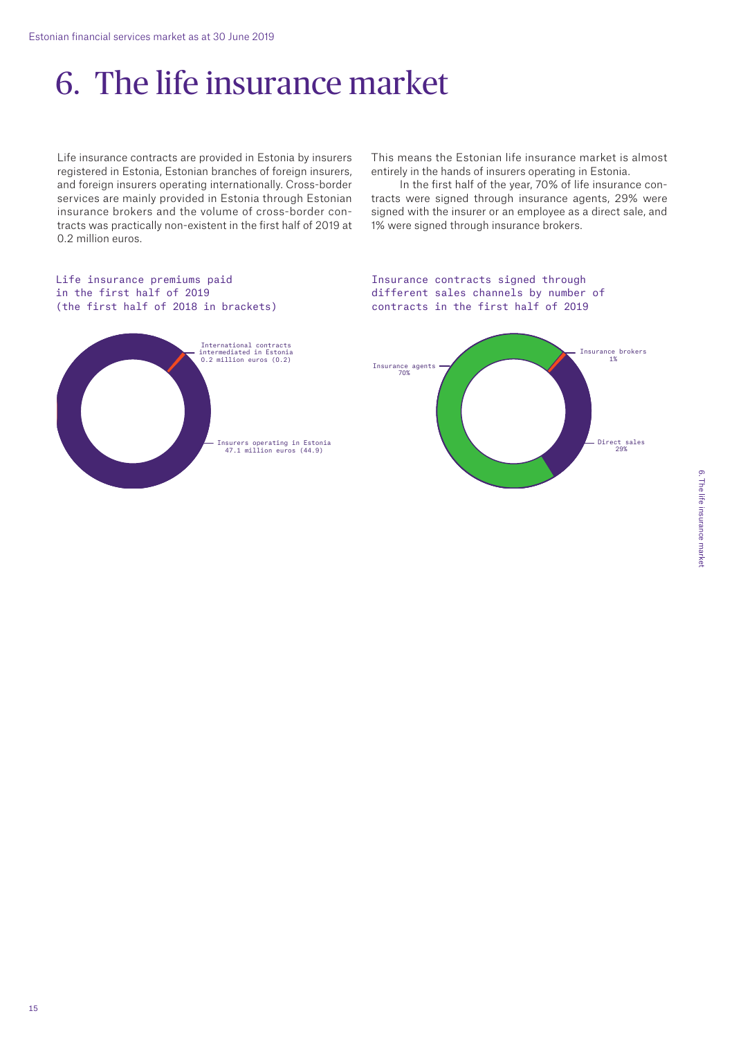# 6. The life insurance market

Life insurance contracts are provided in Estonia by insurers registered in Estonia, Estonian branches of foreign insurers, and foreign insurers operating internationally. Cross-border services are mainly provided in Estonia through Estonian insurance brokers and the volume of cross-border contracts was practically non-existent in the first half of 2019 at 0.2 million euros.

This means the Estonian life insurance market is almost entirely in the hands of insurers operating in Estonia.

In the first half of the year, 70% of life insurance contracts were signed through insurance agents, 29% were signed with the insurer or an employee as a direct sale, and 1% were signed through insurance brokers.

Life insurance premiums paid in the first half of 2019 (the first half of 2018 in brackets)

International contracts intermediated in Estonia
0.2 million euros (0.2)

Insurers operating in Estonia
47.1 million euros (44.9)

Insurance contracts signed through different sales channels by number of contracts in the first half of 2019

Insurance agents
70%

Insurance brokers
1%

Direct sales
29%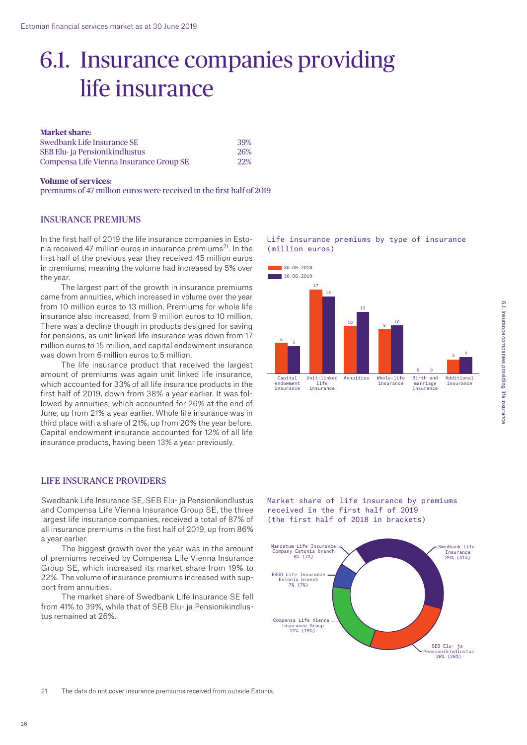# 6.1. Insurance companies providing life insurance

**Market share:**

| | |
|---|---|
| Swedbank Life Insurance SE | 39% |
| SEB Elu- ja Pensionikindlustus | 26% |
| Compensa Life Vienna Insurance Group SE | 22% |

**Volume of services:**
premiums of 47 million euros were received in the first half of 2019

## INSURANCE PREMIUMS

In the first half of 2019 the life insurance companies in Estonia received 47 million euros in insurance premiums[21]. In the first half of the previous year they received 45 million euros in premiums, meaning the volume had increased by 5% over the year.

The largest part of the growth in insurance premiums came from annuities, which increased in volume over the year from 10 million euros to 13 million. Premiums for whole life insurance also increased, from 9 million euros to 10 million. There was a decline though in products designed for saving for pensions, as unit linked life insurance was down from 17 million euros to 15 million, and capital endowment insurance was down from 6 million euros to 5 million.

The life insurance product that received the largest amount of premiums was again unit linked life insurance, which accounted for 33% of all life insurance products in the first half of 2019, down from 38% a year earlier. It was followed by annuities, which accounted for 26% at the end of June, up from 21% a year earlier. Whole life insurance was in third place with a share of 21%, up from 20% the year before. Capital endowment insurance accounted for 12% of all life insurance products, having been 13% a year previously.

Life insurance premiums by type of insurance (million euros)

30.06.2018
30.06.2019

Capital endowment insurance 6 5
Unit-linked life insurance 17 15
Annuities 10 13
Whole-life insurance 9 10
Birth and marriage insurance 0 0
Additional insurance 3 4

## LIFE INSURANCE PROVIDERS

Swedbank Life Insurance SE, SEB Elu- ja Pensionikindlustus and Compensa Life Vienna Insurance Group SE, the three largest life insurance companies, received a total of 87% of all insurance premiums in the first half of 2019, up from 86% a year earlier.

The biggest growth over the year was in the amount of premiums received by Compensa Life Vienna Insurance Group SE, which increased its market share from 19% to 22%. The volume of insurance premiums increased with support from annuities.

The market share of Swedbank Life Insurance SE fell from 41% to 39%, while that of SEB Elu- ja Pensionikindlustus remained at 26%.

Market share of life insurance by premiums received in the first half of 2019 (the first half of 2018 in brackets)

Swedbank Life Insurance 39% (41%)
SEB Elu- ja Pensionikindlustus 26% (26%)
Compensa Life Vienna Insurance Group 22% (19%)
ERGO Life Insurance Estonia branch 7% (7%)
Mandatum Life Insurance Company Estonia branch 6% (7%)

21 The data do not cover insurance premiums received from outside Estonia.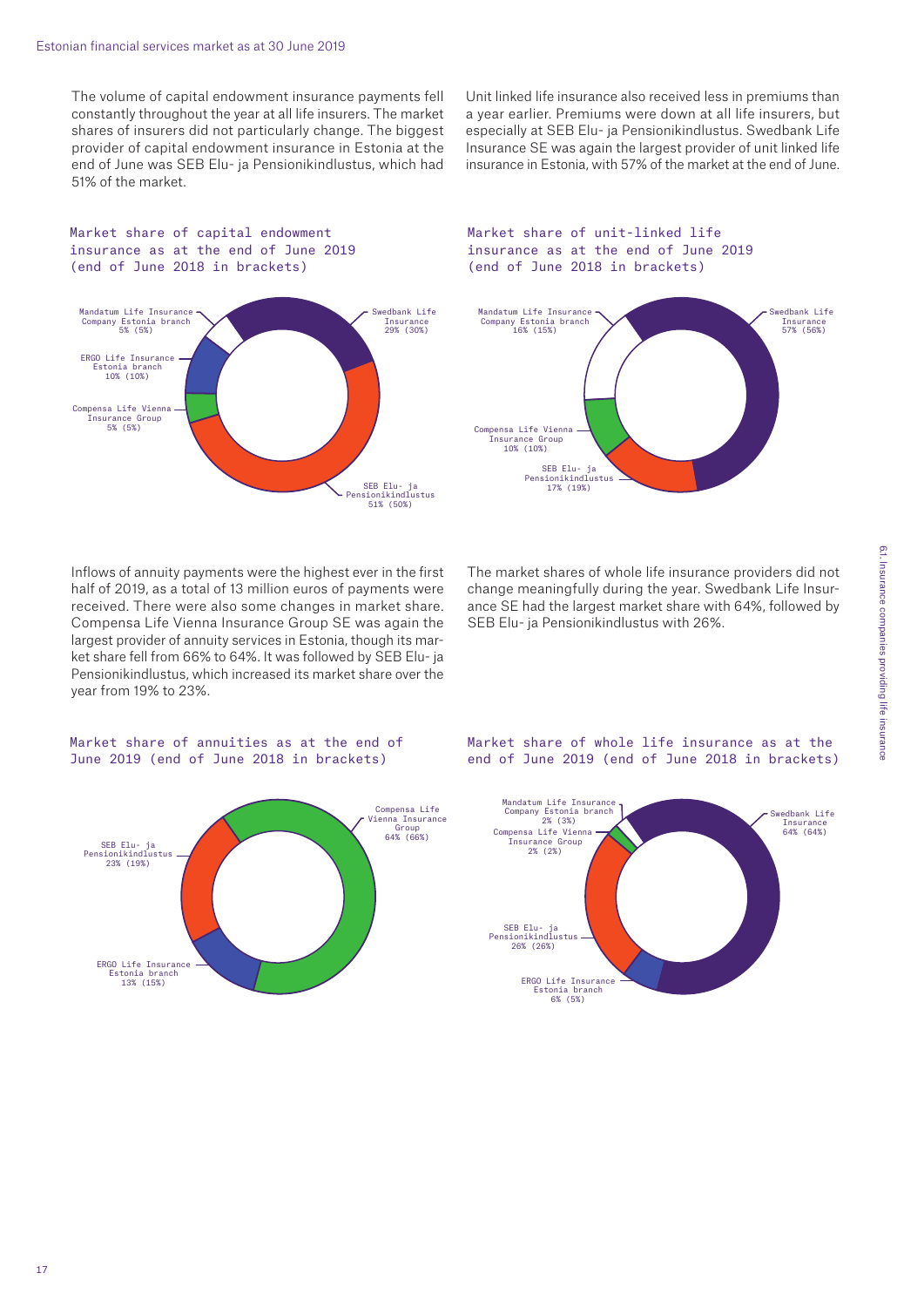The volume of capital endowment insurance payments fell constantly throughout the year at all life insurers. The market shares of insurers did not particularly change. The biggest provider of capital endowment insurance in Estonia at the end of June was SEB Elu- ja Pensionikindlustus, which had 51% of the market.

Unit linked life insurance also received less in premiums than a year earlier. Premiums were down at all life insurers, but especially at SEB Elu- ja Pensionikindlustus. Swedbank Life Insurance SE was again the largest provider of unit linked life insurance in Estonia, with 57% of the market at the end of June.

Market share of capital endowment insurance as at the end of June 2019 (end of June 2018 in brackets)

Mandatum Life Insurance Company Estonia branch 5% (5%)
ERGO Life Insurance Estonia branch 10% (10%)
Compensa Life Vienna Insurance Group 5% (5%)
Swedbank Life Insurance 29% (30%)
SEB Elu- ja Pensionikindlustus 51% (50%)

Market share of unit-linked life insurance as at the end of June 2019 (end of June 2018 in brackets)

Mandatum Life Insurance Company Estonia branch 16% (15%)
Compensa Life Vienna Insurance Group 10% (10%)
SEB Elu- ja Pensionikindlustus 17% (19%)
Swedbank Life Insurance 57% (56%)

Inflows of annuity payments were the highest ever in the first half of 2019, as a total of 13 million euros of payments were received. There were also some changes in market share. Compensa Life Vienna Insurance Group SE was again the largest provider of annuity services in Estonia, though its market share fell from 66% to 64%. It was followed by SEB Elu- ja Pensionikindlustus, which increased its market share over the year from 19% to 23%.

The market shares of whole life insurance providers did not change meaningfully during the year. Swedbank Life Insurance SE had the largest market share with 64%, followed by SEB Elu- ja Pensionikindlustus with 26%.

Market share of annuities as at the end of June 2019 (end of June 2018 in brackets)

SEB Elu- ja Pensionikindlustus 23% (19%)
ERGO Life Insurance Estonia branch 13% (15%)
Compensa Life Vienna Insurance Group 64% (66%)

Market share of whole life insurance as at the end of June 2019 (end of June 2018 in brackets)

Mandatum Life Insurance Company Estonia branch 2% (3%)
Compensa Life Vienna Insurance Group 2% (2%)
SEB Elu- ja Pensionikindlustus 26% (26%)
ERGO Life Insurance Estonia branch 6% (5%)
Swedbank Life Insurance 64% (64%)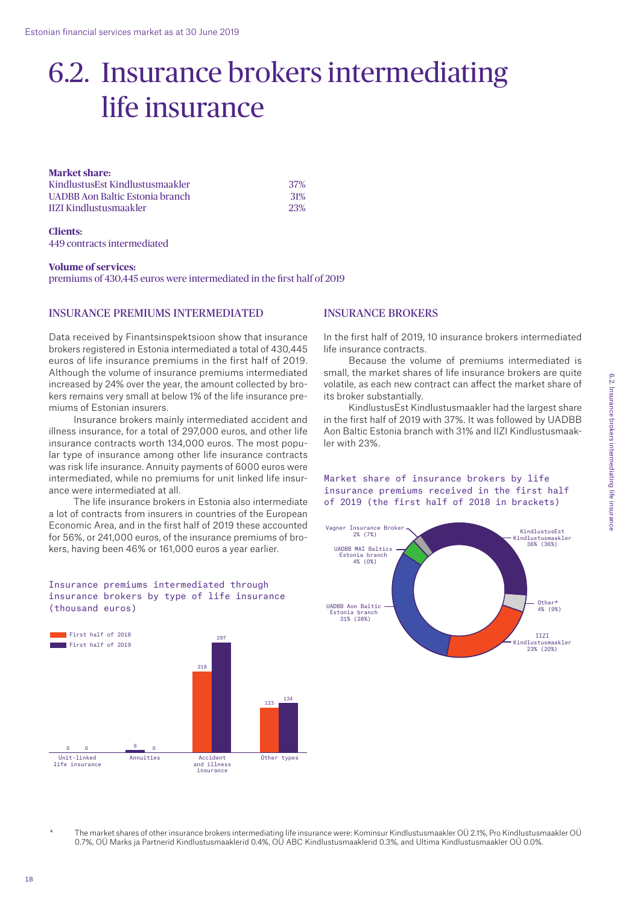# 6.2. Insurance brokers intermediating life insurance

**Market share:**

| | |
|---|---|
| KindlustusEst Kindlustusmaakler | 37% |
| UADBB Aon Baltic Estonia branch | 31% |
| IIZI Kindlustusmaakler | 23% |

**Clients:**
449 contracts intermediated

**Volume of services:**
premiums of 430,445 euros were intermediated in the first half of 2019

## INSURANCE PREMIUMS INTERMEDIATED

Data received by Finantsinspektsioon show that insurance brokers registered in Estonia intermediated a total of 430,445 euros of life insurance premiums in the first half of 2019. Although the volume of insurance premiums intermediated increased by 24% over the year, the amount collected by brokers remains very small at below 1% of the life insurance premiums of Estonian insurers.

Insurance brokers mainly intermediated accident and illness insurance, for a total of 297,000 euros, and other life insurance contracts worth 134,000 euros. The most popular type of insurance among other life insurance contracts was risk life insurance. Annuity payments of 6000 euros were intermediated, while no premiums for unit linked life insurance were intermediated at all.

The life insurance brokers in Estonia also intermediate a lot of contracts from insurers in countries of the European Economic Area, and in the first half of 2019 these accounted for 56%, or 241,000 euros, of the insurance premiums of brokers, having been 46% or 161,000 euros a year earlier.

Insurance premiums intermediated through insurance brokers by type of life insurance (thousand euros)

First half of 2018
First half of 2019

Unit-linked life insurance: 0 0
Annuities: 6 0
Accident and illness insurance: 218 297
Other types: 123 134

## INSURANCE BROKERS

In the first half of 2019, 10 insurance brokers intermediated life insurance contracts.

Because the volume of premiums intermediated is small, the market shares of life insurance brokers are quite volatile, as each new contract can affect the market share of its broker substantially.

KindlustusEst Kindlustusmaakler had the largest share in the first half of 2019 with 37%. It was followed by UADBB Aon Baltic Estonia branch with 31% and IIZI Kindlustusmaakler with 23%.

Market share of insurance brokers by life insurance premiums received in the first half of 2019 (the first half of 2018 in brackets)

Vagner Insurance Broker 2% (7%)
UADBB MAI Baltics Estonia branch 4% (0%)
UADBB Aon Baltic Estonia branch 31% (28%)
KindlustusEst Kindlustusmaakler 36% (36%)
Other* 4% (9%)
IIZI Kindlustusmaakler 23% (20%)

\* The market shares of other insurance brokers intermediating life insurance were: Kominsur Kindlustusmaakler OÜ 2.1%, Pro Kindlustusmaakler OÜ 0.7%, OÜ Marks ja Partnerid Kindlustusmaaklerid 0.4%, OÜ ABC Kindlustusmaaklerid 0.3%, and Ultima Kindlustusmaakler OÜ 0.0%.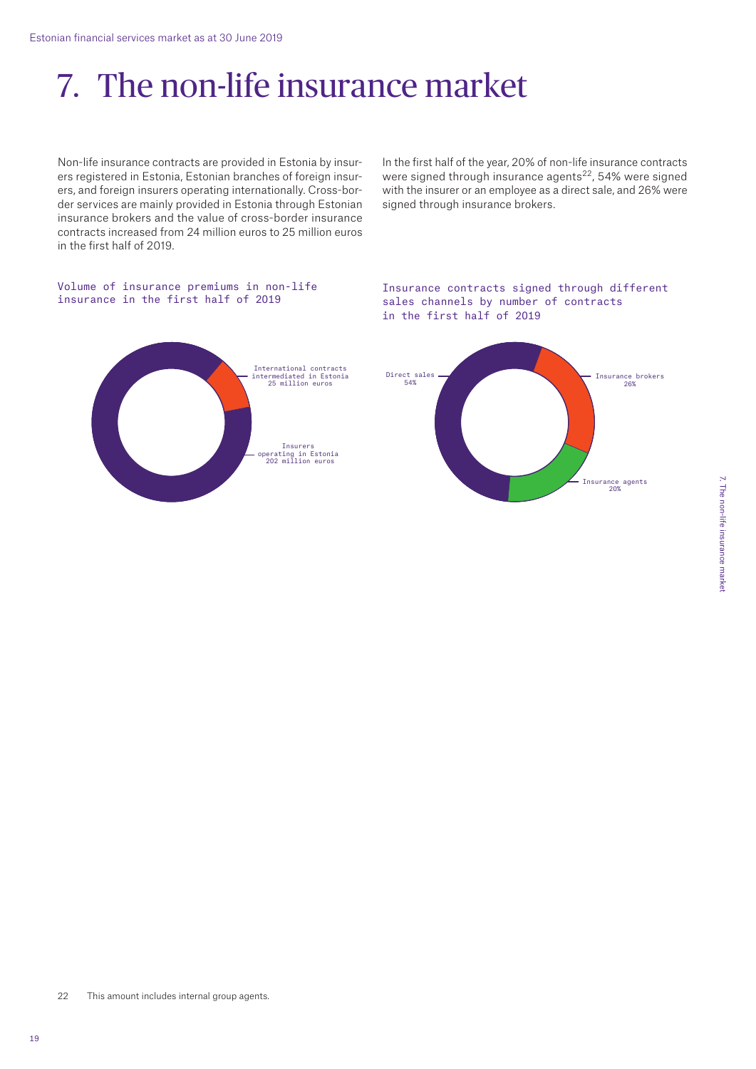# 7. The non-life insurance market

Non-life insurance contracts are provided in Estonia by insurers registered in Estonia, Estonian branches of foreign insurers, and foreign insurers operating internationally. Cross-border services are mainly provided in Estonia through Estonian insurance brokers and the value of cross-border insurance contracts increased from 24 million euros to 25 million euros in the first half of 2019.

In the first half of the year, 20% of non-life insurance contracts were signed through insurance agents[22], 54% were signed with the insurer or an employee as a direct sale, and 26% were signed through insurance brokers.

Volume of insurance premiums in non-life insurance in the first half of 2019

International contracts intermediated in Estonia 25 million euros

Insurers operating in Estonia 202 million euros

Insurance contracts signed through different sales channels by number of contracts in the first half of 2019

Direct sales 54%

Insurance brokers 26%

Insurance agents 20%

22 This amount includes internal group agents.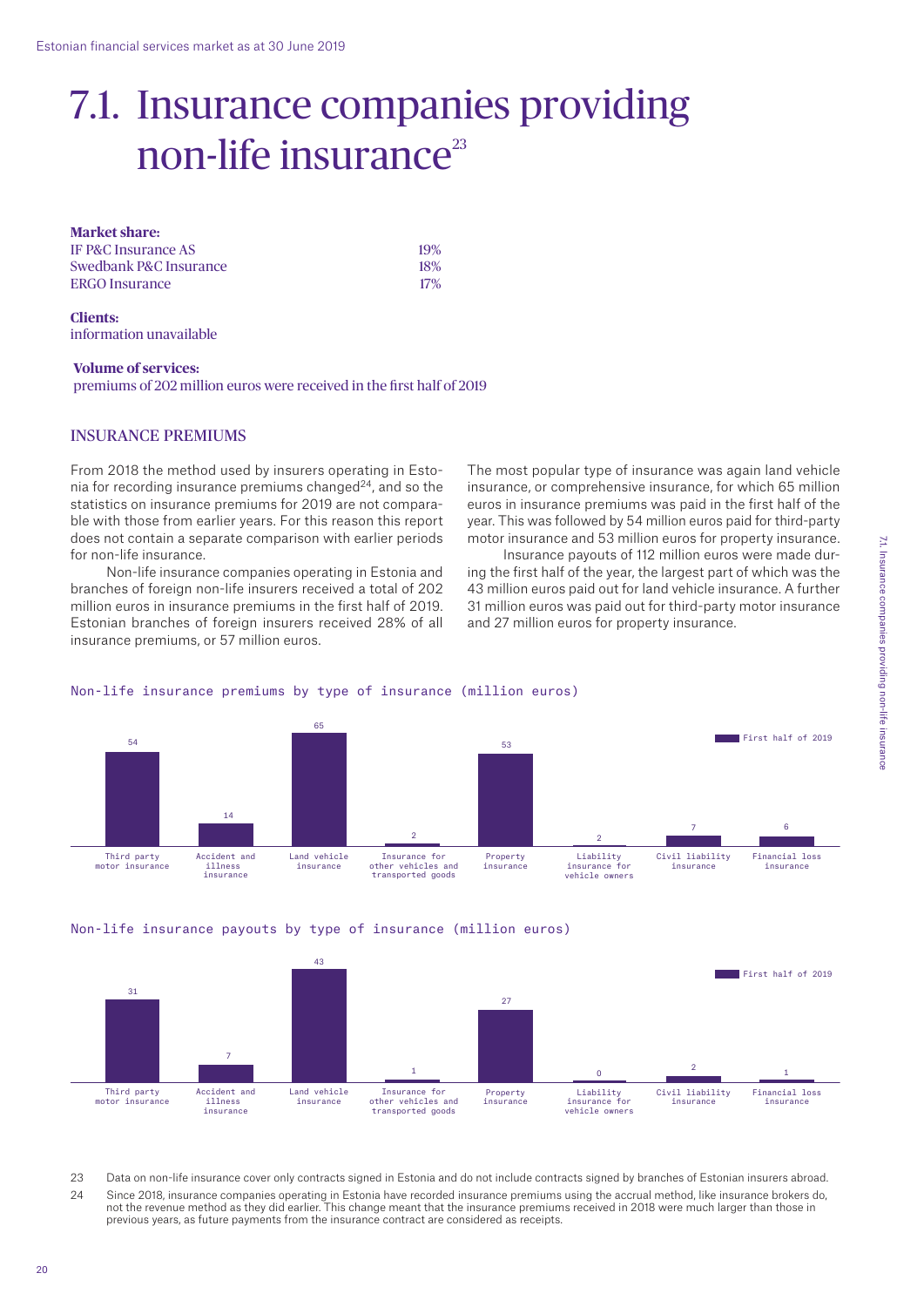# 7.1. Insurance companies providing non-life insurance[23]

**Market share:**

| | |
|---|---|
| IF P&C Insurance AS | 19% |
| Swedbank P&C Insurance | 18% |
| ERGO Insurance | 17% |

**Clients:**
information unavailable

**Volume of services:**
premiums of 202 million euros were received in the first half of 2019

## INSURANCE PREMIUMS

From 2018 the method used by insurers operating in Estonia for recording insurance premiums changed[24], and so the statistics on insurance premiums for 2019 are not comparable with those from earlier years. For this reason this report does not contain a separate comparison with earlier periods for non-life insurance.

Non-life insurance companies operating in Estonia and branches of foreign non-life insurers received a total of 202 million euros in insurance premiums in the first half of 2019. Estonian branches of foreign insurers received 28% of all insurance premiums, or 57 million euros.

The most popular type of insurance was again land vehicle insurance, or comprehensive insurance, for which 65 million euros in insurance premiums was paid in the first half of the year. This was followed by 54 million euros paid for third-party motor insurance and 53 million euros for property insurance.

Insurance payouts of 112 million euros were made during the first half of the year, the largest part of which was the 43 million euros paid out for land vehicle insurance. A further 31 million euros was paid out for third-party motor insurance and 27 million euros for property insurance.

Non-life insurance premiums by type of insurance (million euros)

First half of 2019

Third party motor insurance: 54
Accident and illness insurance: 14
Land vehicle insurance: 65
Insurance for other vehicles and transported goods: 2
Property insurance: 53
Liability insurance for vehicle owners: 2
Civil liability insurance: 7
Financial loss insurance: 6

Non-life insurance payouts by type of insurance (million euros)

First half of 2019

Third party motor insurance: 31
Accident and illness insurance: 7
Land vehicle insurance: 43
Insurance for other vehicles and transported goods: 1
Property insurance: 27
Liability insurance for vehicle owners: 0
Civil liability insurance: 2
Financial loss insurance: 1

23 Data on non-life insurance cover only contracts signed in Estonia and do not include contracts signed by branches of Estonian insurers abroad.

24 Since 2018, insurance companies operating in Estonia have recorded insurance premiums using the accrual method, like insurance brokers do, not the revenue method as they did earlier. This change meant that the insurance premiums received in 2018 were much larger than those in previous years, as future payments from the insurance contract are considered as receipts.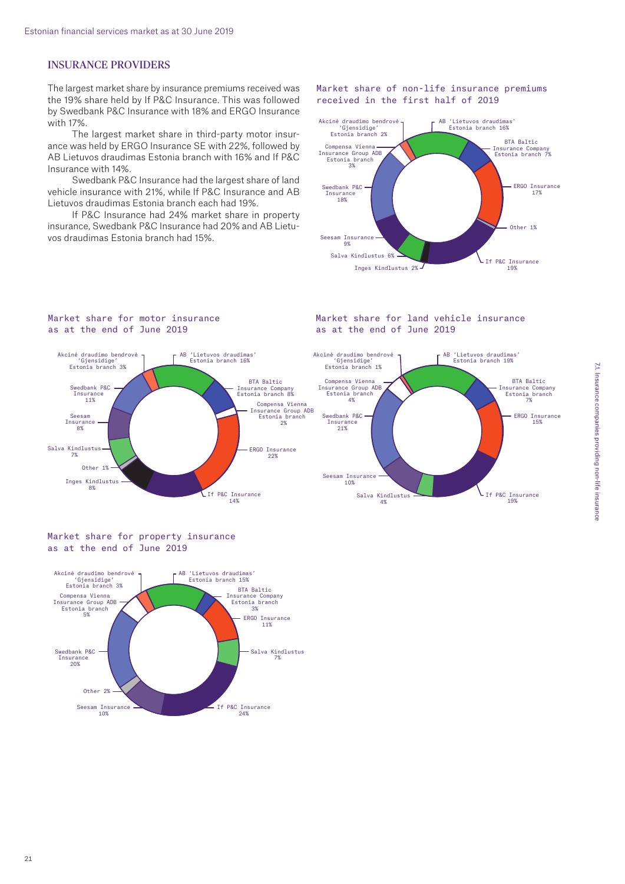## INSURANCE PROVIDERS

The largest market share by insurance premiums received was the 19% share held by If P&C Insurance. This was followed by Swedbank P&C Insurance with 18% and ERGO Insurance with 17%.

The largest market share in third-party motor insurance was held by ERGO Insurance SE with 22%, followed by AB Lietuvos draudimas Estonia branch with 16% and If P&C Insurance with 14%.

Swedbank P&C Insurance had the largest share of land vehicle insurance with 21%, while If P&C Insurance and AB Lietuvos draudimas Estonia branch each had 19%.

If P&C Insurance had 24% market share in property insurance, Swedbank P&C Insurance had 20% and AB Lietuvos draudimas Estonia branch had 15%.

**Market share of non-life insurance premiums received in the first half of 2019**

AB 'Lietuvos draudimas' Estonia branch 16%
BTA Baltic Insurance Company Estonia branch 7%
ERGO Insurance 17%
Other 1%
If P&C Insurance 19%
Inges Kindlustus 2%
Salva Kindlustus 6%
Seesam Insurance 9%
Swedbank P&C Insurance 18%
Compensa Vienna Insurance Group ADB Estonia branch 3%
Akcinė draudimo bendrovė 'Gjensidige' Estonia branch 2%

**Market share for motor insurance as at the end of June 2019**

AB 'Lietuvos draudimas' Estonia branch 16%
BTA Baltic Insurance Company Estonia branch 8%
Compensa Vienna Insurance Group ADB Estonia branch 2%
ERGO Insurance 22%
If P&C Insurance 14%
Inges Kindlustus 8%
Other 1%
Salva Kindlustus 7%
Seesam Insurance 8%
Swedbank P&C Insurance 11%
Akcinė draudimo bendrovė 'Gjensidige' Estonia branch 3%

**Market share for land vehicle insurance as at the end of June 2019**

AB 'Lietuvos draudimas' Estonia branch 19%
BTA Baltic Insurance Company Estonia branch 7%
ERGO Insurance 15%
If P&C Insurance 19%
Salva Kindlustus 4%
Seesam Insurance 10%
Swedbank P&C Insurance 21%
Compensa Vienna Insurance Group ADB Estonia branch 4%
Akcinė draudimo bendrovė 'Gjensidige' Estonia branch 1%

**Market share for property insurance as at the end of June 2019**

AB 'Lietuvos draudimas' Estonia branch 15%
BTA Baltic Insurance Company Estonia branch 3%
ERGO Insurance 11%
Salva Kindlustus 7%
If P&C Insurance 24%
Seesam Insurance 10%
Other 2%
Swedbank P&C Insurance 20%
Compensa Vienna Insurance Group ADB Estonia branch 5%
Akcinė draudimo bendrovė 'Gjensidige' Estonia branch 3%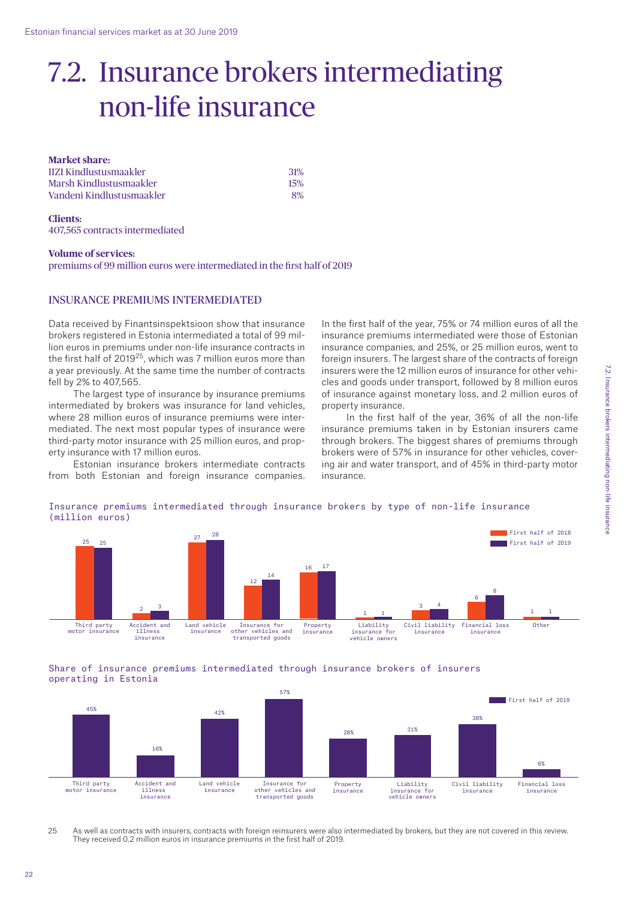# 7.2. Insurance brokers intermediating non-life insurance

**Market share:**

| | |
|---|---|
| IIZI Kindlustusmaakler | 31% |
| Marsh Kindlustusmaakler | 15% |
| Vandeni Kindlustusmaakler | 8% |

**Clients:**
407,565 contracts intermediated

**Volume of services:**
premiums of 99 million euros were intermediated in the first half of 2019

## INSURANCE PREMIUMS INTERMEDIATED

Data received by Finantsinspektsioon show that insurance brokers registered in Estonia intermediated a total of 99 million euros in premiums under non-life insurance contracts in the first half of 2019[25], which was 7 million euros more than a year previously. At the same time the number of contracts fell by 2% to 407,565.

The largest type of insurance by insurance premiums intermediated by brokers was insurance for land vehicles, where 28 million euros of insurance premiums were intermediated. The next most popular types of insurance were third-party motor insurance with 25 million euros, and property insurance with 17 million euros.

Estonian insurance brokers intermediate contracts from both Estonian and foreign insurance companies. In the first half of the year, 75% or 74 million euros of all the insurance premiums intermediated were those of Estonian insurance companies, and 25%, or 25 million euros, went to foreign insurers. The largest share of the contracts of foreign insurers were the 12 million euros of insurance for other vehicles and goods under transport, followed by 8 million euros of insurance against monetary loss, and 2 million euros of property insurance.

In the first half of the year, 36% of all the non-life insurance premiums taken in by Estonian insurers came through brokers. The biggest shares of premiums through brokers were of 57% in insurance for other vehicles, covering air and water transport, and of 45% in third-party motor insurance.

Insurance premiums intermediated through insurance brokers by type of non-life insurance (million euros)

First half of 2018
First half of 2019

Third party motor insurance: 25, 25
Accident and illness insurance: 2, 3
Land vehicle insurance: 27, 28
Insurance for other vehicles and transported goods: 12, 14
Property insurance: 16, 17
Liability insurance for vehicle owners: 1, 1
Civil liability insurance: 3, 4
Financial loss insurance: 6, 8
Other: 1, 1

Share of insurance premiums intermediated through insurance brokers of insurers operating in Estonia

First half of 2019

Third party motor insurance: 45%
Accident and illness insurance: 16%
Land vehicle insurance: 42%
Insurance for other vehicles and transported goods: 57%
Property insurance: 28%
Liability insurance for vehicle owners: 31%
Civil liability insurance: 38%
Financial loss insurance: 6%

25 As well as contracts with insurers, contracts with foreign reinsurers were also intermediated by brokers, but they are not covered in this review. They received 0.2 million euros in insurance premiums in the first half of 2019.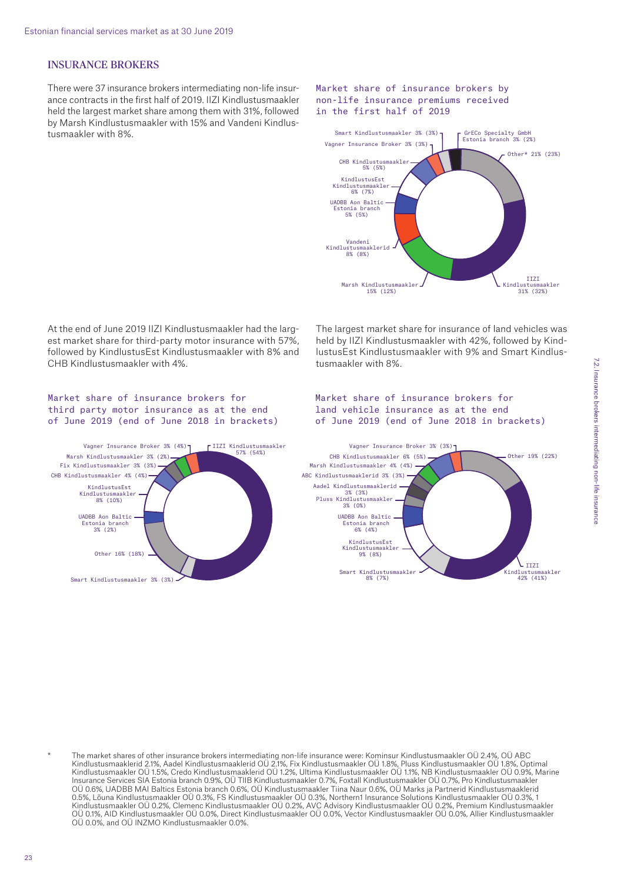## INSURANCE BROKERS

There were 37 insurance brokers intermediating non-life insurance contracts in the first half of 2019. IIZI Kindlustusmaakler held the largest market share among them with 31%, followed by Marsh Kindlustusmaakler with 15% and Vandeni Kindlustusmaakler with 8%.

Market share of insurance brokers by non-life insurance premiums received in the first half of 2019

Smart Kindlustusmaakler 3% (3%)
GrECo Specialty GmbH Estonia branch 3% (2%)
Vagner Insurance Broker 3% (3%)
Other* 21% (23%)
CHB Kindlustusmaakler 5% (5%)
KindlustusEst Kindlustusmaakler 6% (7%)
UADBB Aon Baltic Estonia branch 5% (5%)
Vandeni Kindlustusmaaklerid 8% (8%)
Marsh Kindlustusmaakler 15% (12%)
IIZI Kindlustusmaakler 31% (32%)

At the end of June 2019 IIZI Kindlustusmaakler had the largest market share for third-party motor insurance with 57%, followed by KindlustusEst Kindlustusmaakler with 8% and CHB Kindlustusmaakler with 4%.

Market share of insurance brokers for third party motor insurance as at the end of June 2019 (end of June 2018 in brackets)

Vagner Insurance Broker 3% (4%)
IIZI Kindlustusmaakler 57% (54%)
Marsh Kindlustusmaakler 3% (2%)
Fix Kindlustusmaakler 3% (3%)
CHB Kindlustusmaakler 4% (4%)
KindlustusEst Kindlustusmaakler 8% (10%)
UADBB Aon Baltic Estonia branch 3% (2%)
Other 16% (18%)
Smart Kindlustusmaakler 3% (3%)

The largest market share for insurance of land vehicles was held by IIZI Kindlustusmaakler with 42%, followed by KindlustusEst Kindlustusmaakler with 9% and Smart Kindlustusmaakler with 8%.

Market share of insurance brokers for land vehicle insurance as at the end of June 2019 (end of June 2018 in brackets)

Vagner Insurance Broker 3% (3%)
CHB Kindlustusmaakler 6% (5%)
Other 19% (22%)
Marsh Kindlustusmaakler 4% (4%)
ABC Kindlustusmaaklerid 3% (3%)
Aadel Kindlustusmaaklerid 3% (3%)
Pluss Kindlustusmaakler 3% (0%)
UADBB Aon Baltic Estonia branch 6% (4%)
KindlustusEst Kindlustusmaakler 9% (8%)
Smart Kindlustusmaakler 8% (7%)
IIZI Kindlustusmaakler 42% (41%)

* The market shares of other insurance brokers intermediating non-life insurance were: Kominsur Kindlustusmaakler OÜ 2.4%, OÜ ABC Kindlustusmaaklerid 2.1%, Aadel Kindlustusmaaklerid OÜ 2.1%, Fix Kindlustusmaakler OÜ 1.8%, Pluss Kindlustusmaakler OÜ 1.8%, Optimal Kindlustusmaakler OÜ 1.5%, Credo Kindlustusmaaklerid OÜ 1.2%, Ultima Kindlustusmaakler OÜ 1.1%, NB Kindlustusmaakler OÜ 0.9%, Marine Insurance Services SIA Estonia branch 0.9%, OÜ TIIB Kindlustusmaakler 0.7%, Foxtall Kindlustusmaakler OÜ 0.7%, Pro Kindlustusmaakler OÜ 0.6%, UADBB MAI Baltics Estonia branch 0.6%, OÜ Kindlustusmaakler Tiina Naur 0.6%, OÜ Marks ja Partnerid Kindlustusmaaklerid 0.5%, Lõuna Kindlustusmaakler OÜ 0.3%, FS Kindlustusmaakler OÜ 0.3%, Northern1 Insurance Solutions Kindlustusmaakler OÜ 0.3%, 1 Kindlustusmaakler OÜ 0.2%, Clemenc Kindlustusmaakler OÜ 0.2%, AVC Advisory Kindlustusmaakler OÜ 0.2%, Premium Kindlustusmaakler OÜ 0.1%, AID Kindlustusmaakler OÜ 0.0%, Direct Kindlustusmaakler OÜ 0.0%, Vector Kindlustusmaakler OÜ 0.0%, Allier Kindlustusmaakler OÜ 0.0%, and OÜ INZMO Kindlustusmaakler 0.0%.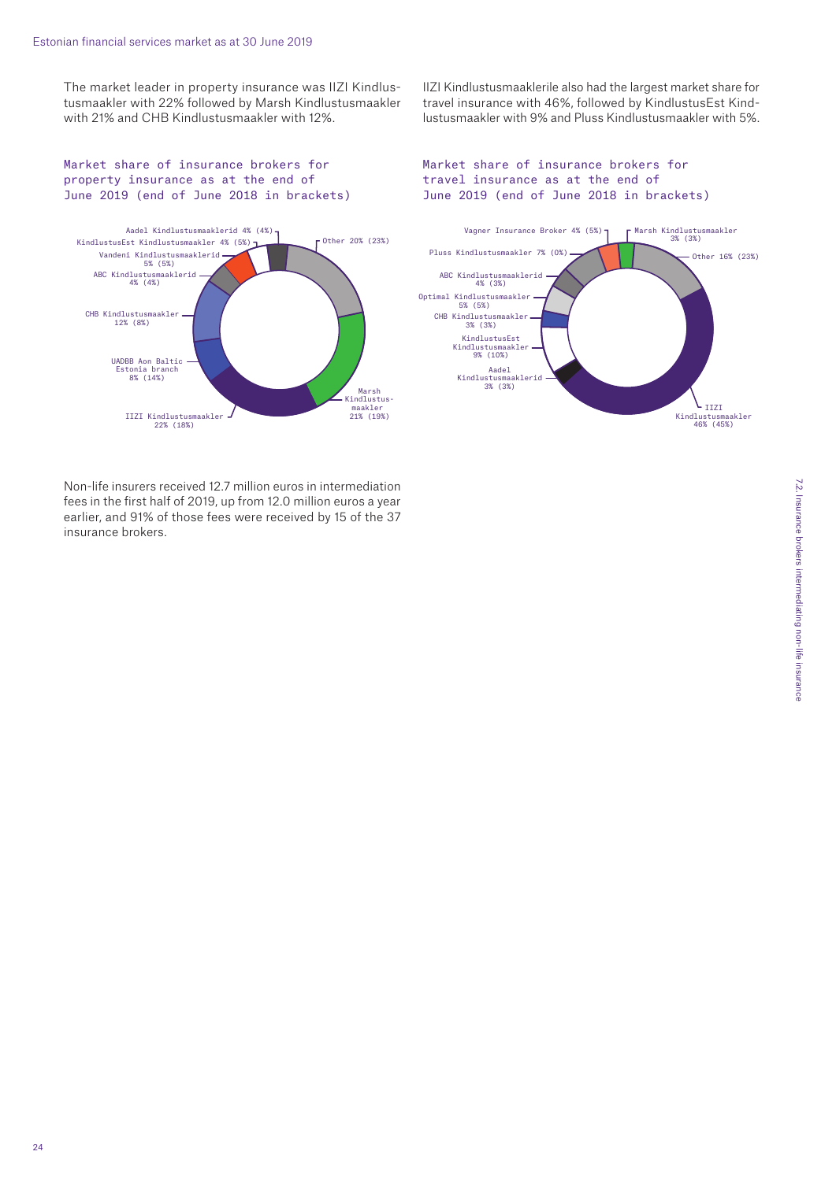The market leader in property insurance was IIZI Kindlustusmaakler with 22% followed by Marsh Kindlustusmaakler with 21% and CHB Kindlustusmaakler with 12%.

Market share of insurance brokers for property insurance as at the end of June 2019 (end of June 2018 in brackets)

Aadel Kindlustusmaaklerid 4% (4%)
KindlustusEst Kindlustusmaakler 4% (5%)
Vandeni Kindlustusmaaklerid 5% (5%)
ABC Kindlustusmaaklerid 4% (4%)
CHB Kindlustusmaakler 12% (8%)
UADBB Aon Baltic Estonia branch 8% (14%)
IIZI Kindlustusmaakler 22% (18%)
Marsh Kindlustusmaakler 21% (19%)
Other 20% (23%)

IIZI Kindlustusmaaklerile also had the largest market share for travel insurance with 46%, followed by KindlustusEst Kindlustusmaakler with 9% and Pluss Kindlustusmaakler with 5%.

Market share of insurance brokers for travel insurance as at the end of June 2019 (end of June 2018 in brackets)

Vagner Insurance Broker 4% (5%)
Pluss Kindlustusmaakler 7% (0%)
ABC Kindlustusmaaklerid 4% (3%)
Optimal Kindlustusmaakler 5% (5%)
CHB Kindlustusmaakler 3% (3%)
KindlustusEst Kindlustusmaakler 9% (10%)
Aadel Kindlustusmaaklerid 3% (3%)
IIZI Kindlustusmaakler 46% (45%)
Marsh Kindlustusmaakler 3% (3%)
Other 16% (23%)

Non-life insurers received 12.7 million euros in intermediation fees in the first half of 2019, up from 12.0 million euros a year earlier, and 91% of those fees were received by 15 of the 37 insurance brokers.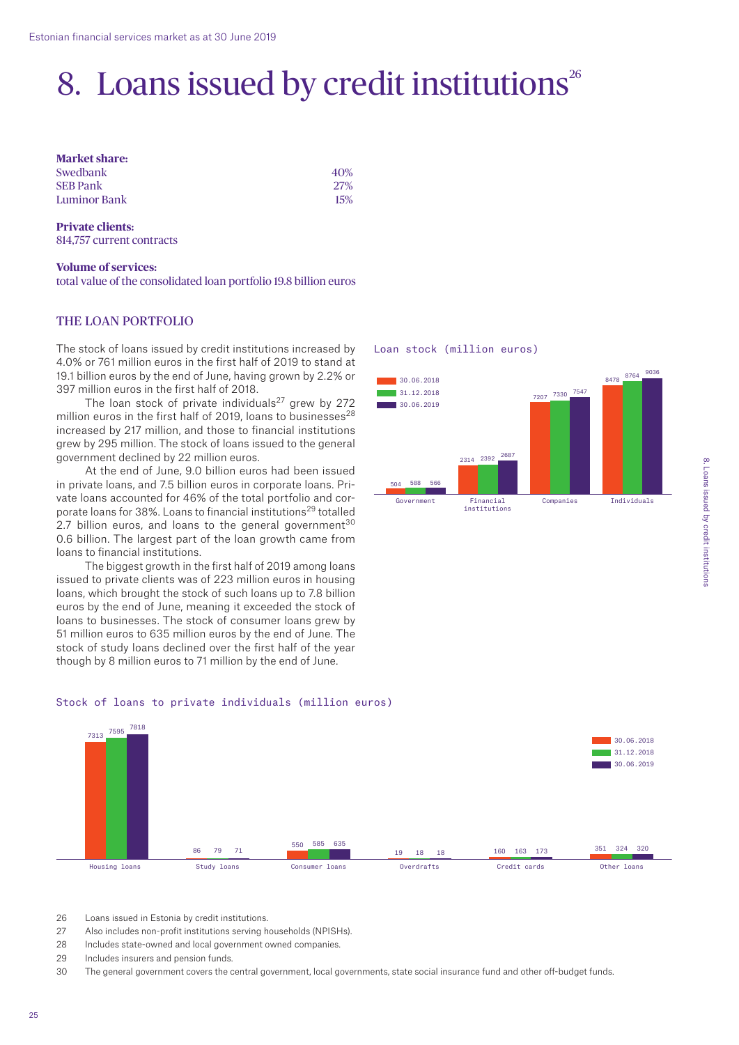# 8. Loans issued by credit institutions[26]

**Market share:**

| | |
|---|---|
| Swedbank | 40% |
| SEB Pank | 27% |
| Luminor Bank | 15% |

**Private clients:**
814,757 current contracts

**Volume of services:**
total value of the consolidated loan portfolio 19.8 billion euros

## THE LOAN PORTFOLIO

The stock of loans issued by credit institutions increased by 4.0% or 761 million euros in the first half of 2019 to stand at 19.1 billion euros by the end of June, having grown by 2.2% or 397 million euros in the first half of 2018.

The loan stock of private individuals[27] grew by 272 million euros in the first half of 2019, loans to businesses[28] increased by 217 million, and those to financial institutions grew by 295 million. The stock of loans issued to the general government declined by 22 million euros.

At the end of June, 9.0 billion euros had been issued in private loans, and 7.5 billion euros in corporate loans. Private loans accounted for 46% of the total portfolio and corporate loans for 38%. Loans to financial institutions[29] totalled 2.7 billion euros, and loans to the general government[30] 0.6 billion. The largest part of the loan growth came from loans to financial institutions.

The biggest growth in the first half of 2019 among loans issued to private clients was of 223 million euros in housing loans, which brought the stock of such loans up to 7.8 billion euros by the end of June, meaning it exceeded the stock of loans to businesses. The stock of consumer loans grew by 51 million euros to 635 million euros by the end of June. The stock of study loans declined over the first half of the year though by 8 million euros to 71 million by the end of June.

Loan stock (million euros)

30.06.2018
31.12.2018
30.06.2019

Government: 504 588 566
Financial institutions: 2314 2392 2687
Companies: 7207 7330 7547
Individuals: 8478 8764 9036

Stock of loans to private individuals (million euros)

30.06.2018
31.12.2018
30.06.2019

Housing loans: 7313 7595 7818
Study loans: 86 79 71
Consumer loans: 550 585 635
Overdrafts: 19 18 18
Credit cards: 160 163 173
Other loans: 351 324 320

26 Loans issued in Estonia by credit institutions.
27 Also includes non-profit institutions serving households (NPISHs).
28 Includes state-owned and local government owned companies.
29 Includes insurers and pension funds.
30 The general government covers the central government, local governments, state social insurance fund and other off-budget funds.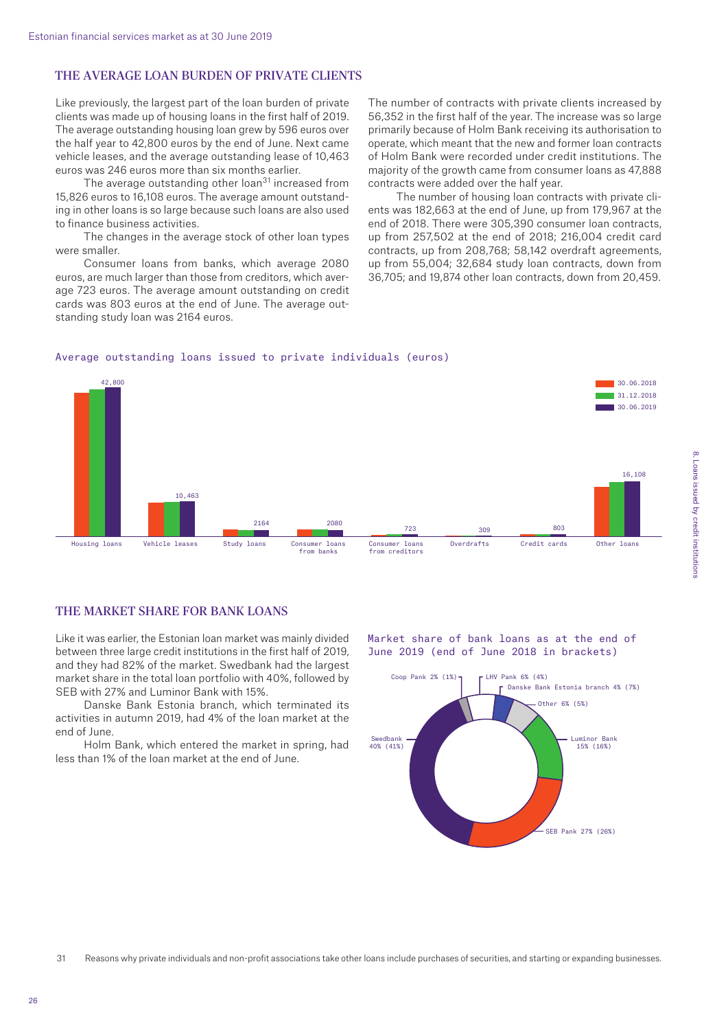## THE AVERAGE LOAN BURDEN OF PRIVATE CLIENTS

Like previously, the largest part of the loan burden of private clients was made up of housing loans in the first half of 2019. The average outstanding housing loan grew by 596 euros over the half year to 42,800 euros by the end of June. Next came vehicle leases, and the average outstanding lease of 10,463 euros was 246 euros more than six months earlier.

The average outstanding other loan[31] increased from 15,826 euros to 16,108 euros. The average amount outstanding in other loans is so large because such loans are also used to finance business activities.

The changes in the average stock of other loan types were smaller.

Consumer loans from banks, which average 2080 euros, are much larger than those from creditors, which average 723 euros. The average amount outstanding on credit cards was 803 euros at the end of June. The average outstanding study loan was 2164 euros.

The number of contracts with private clients increased by 56,352 in the first half of the year. The increase was so large primarily because of Holm Bank receiving its authorisation to operate, which meant that the new and former loan contracts of Holm Bank were recorded under credit institutions. The majority of the growth came from consumer loans as 47,888 contracts were added over the half year.

The number of housing loan contracts with private clients was 182,663 at the end of June, up from 179,967 at the end of 2018. There were 305,390 consumer loan contracts, up from 257,502 at the end of 2018; 216,004 credit card contracts, up from 208,768; 58,142 overdraft agreements, up from 55,004; 32,684 study loan contracts, down from 36,705; and 19,874 other loan contracts, down from 20,459.

Average outstanding loans issued to private individuals (euros)

30.06.2018
31.12.2018
30.06.2019

Housing loans 42,800
Vehicle leases 10,463
Study loans 2164
Consumer loans from banks 2080
Consumer loans from creditors 723
Overdrafts 309
Credit cards 803
Other loans 16,108

## THE MARKET SHARE FOR BANK LOANS

Like it was earlier, the Estonian loan market was mainly divided between three large credit institutions in the first half of 2019, and they had 82% of the market. Swedbank had the largest market share in the total loan portfolio with 40%, followed by SEB with 27% and Luminor Bank with 15%.

Danske Bank Estonia branch, which terminated its activities in autumn 2019, had 4% of the loan market at the end of June.

Holm Bank, which entered the market in spring, had less than 1% of the loan market at the end of June.

Market share of bank loans as at the end of June 2019 (end of June 2018 in brackets)

Coop Pank 2% (1%)
LHV Pank 6% (4%)
Danske Bank Estonia branch 4% (7%)
Other 6% (5%)
Luminor Bank 15% (16%)
SEB Pank 27% (26%)
Swedbank 40% (41%)

31 Reasons why private individuals and non-profit associations take other loans include purchases of securities, and starting or expanding businesses.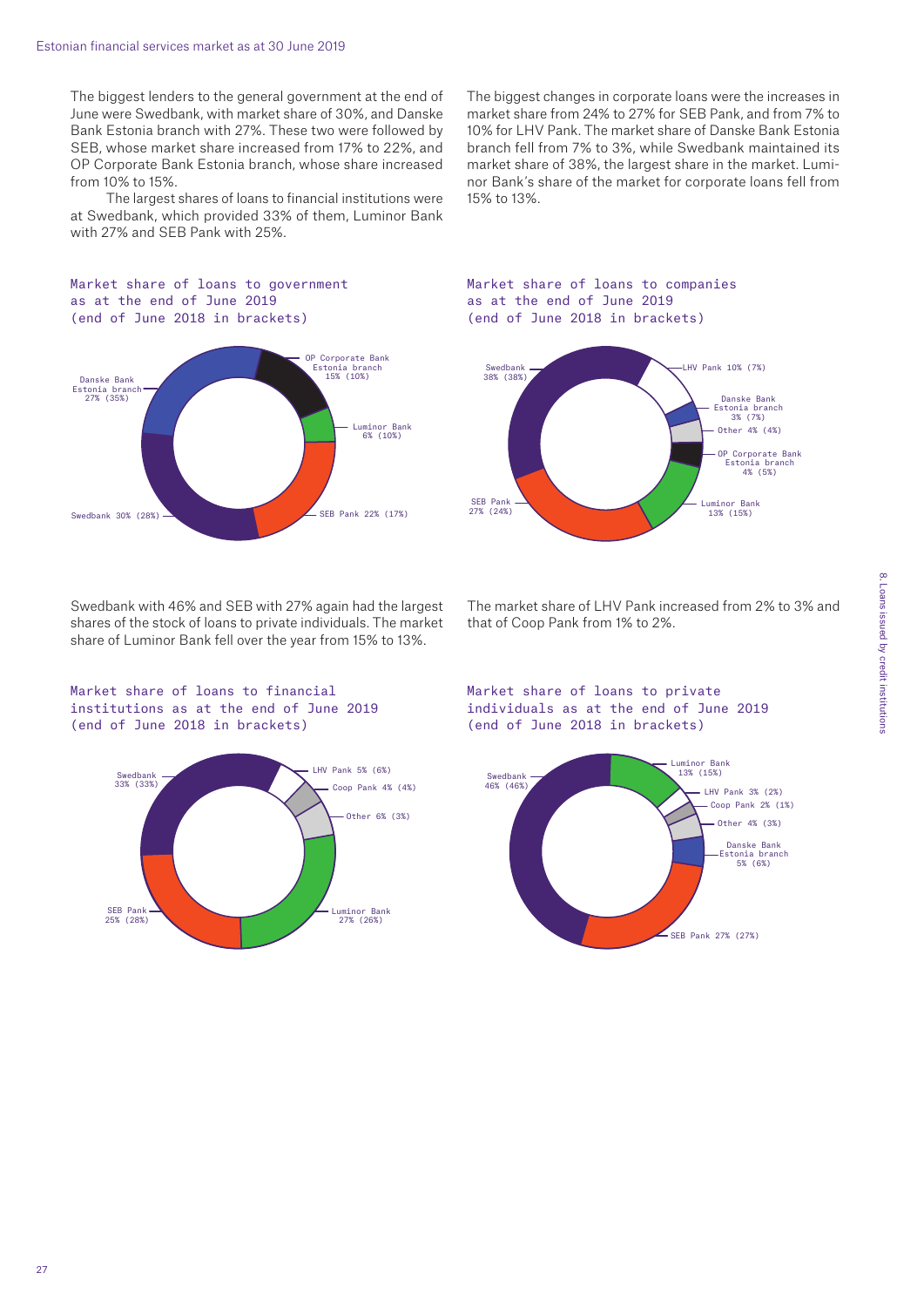The biggest lenders to the general government at the end of June were Swedbank, with market share of 30%, and Danske Bank Estonia branch with 27%. These two were followed by SEB, whose market share increased from 17% to 22%, and OP Corporate Bank Estonia branch, whose share increased from 10% to 15%.

The largest shares of loans to financial institutions were at Swedbank, which provided 33% of them, Luminor Bank with 27% and SEB Pank with 25%.

The biggest changes in corporate loans were the increases in market share from 24% to 27% for SEB Pank, and from 7% to 10% for LHV Pank. The market share of Danske Bank Estonia branch fell from 7% to 3%, while Swedbank maintained its market share of 38%, the largest share in the market. Luminor Bank's share of the market for corporate loans fell from 15% to 13%.

Market share of loans to government as at the end of June 2019 (end of June 2018 in brackets)

Danske Bank Estonia branch 27% (35%)
OP Corporate Bank Estonia branch 15% (10%)
Luminor Bank 6% (10%)
SEB Pank 22% (17%)
Swedbank 30% (28%)

Market share of loans to companies as at the end of June 2019 (end of June 2018 in brackets)

Swedbank 38% (38%)
LHV Pank 10% (7%)
Danske Bank Estonia branch 3% (7%)
Other 4% (4%)
OP Corporate Bank Estonia branch 4% (5%)
Luminor Bank 13% (15%)
SEB Pank 27% (24%)

Swedbank with 46% and SEB with 27% again had the largest shares of the stock of loans to private individuals. The market share of Luminor Bank fell over the year from 15% to 13%.

The market share of LHV Pank increased from 2% to 3% and that of Coop Pank from 1% to 2%.

Market share of loans to financial institutions as at the end of June 2019 (end of June 2018 in brackets)

Swedbank 33% (33%)
LHV Pank 5% (6%)
Coop Pank 4% (4%)
Other 6% (3%)
Luminor Bank 27% (26%)
SEB Pank 25% (28%)

Market share of loans to private individuals as at the end of June 2019 (end of June 2018 in brackets)

Swedbank 46% (46%)
Luminor Bank 13% (15%)
LHV Pank 3% (2%)
Coop Pank 2% (1%)
Other 4% (3%)
Danske Bank Estonia branch 5% (6%)
SEB Pank 27% (27%)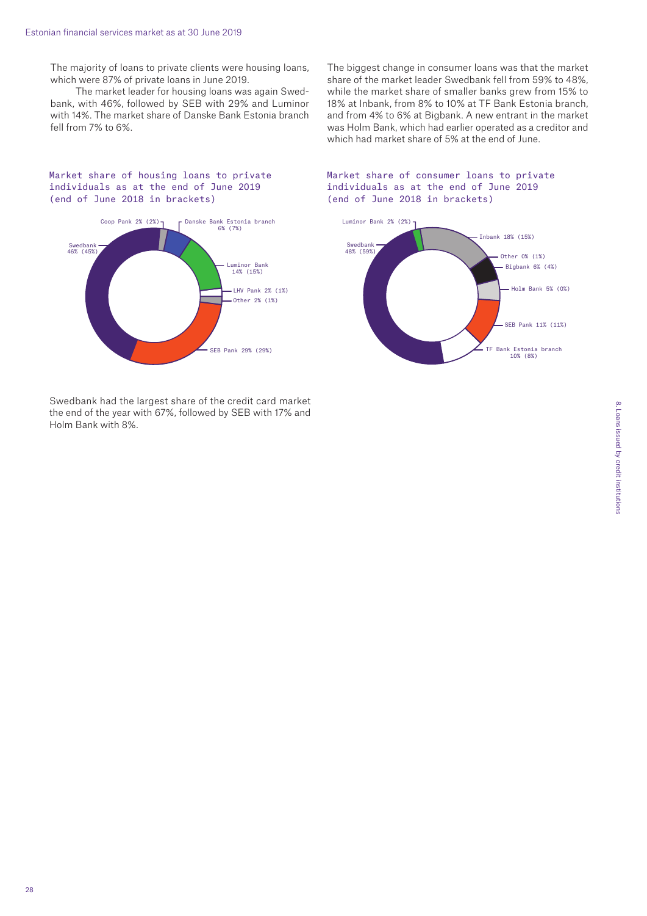The majority of loans to private clients were housing loans, which were 87% of private loans in June 2019.

The market leader for housing loans was again Swedbank, with 46%, followed by SEB with 29% and Luminor with 14%. The market share of Danske Bank Estonia branch fell from 7% to 6%.

Market share of housing loans to private individuals as at the end of June 2019 (end of June 2018 in brackets)

Coop Pank 2% (2%)
Danske Bank Estonia branch 6% (7%)
Swedbank 46% (45%)
Luminor Bank 14% (15%)
LHV Pank 2% (1%)
Other 2% (1%)
SEB Pank 29% (29%)

Swedbank had the largest share of the credit card market the end of the year with 67%, followed by SEB with 17% and Holm Bank with 8%.

The biggest change in consumer loans was that the market share of the market leader Swedbank fell from 59% to 48%, while the market share of smaller banks grew from 15% to 18% at Inbank, from 8% to 10% at TF Bank Estonia branch, and from 4% to 6% at Bigbank. A new entrant in the market was Holm Bank, which had earlier operated as a creditor and which had market share of 5% at the end of June.

Market share of consumer loans to private individuals as at the end of June 2019 (end of June 2018 in brackets)

Luminor Bank 2% (2%)
Swedbank 48% (59%)
Inbank 18% (15%)
Other 0% (1%)
Bigbank 6% (4%)
Holm Bank 5% (0%)
SEB Pank 11% (11%)
TF Bank Estonia branch 10% (8%)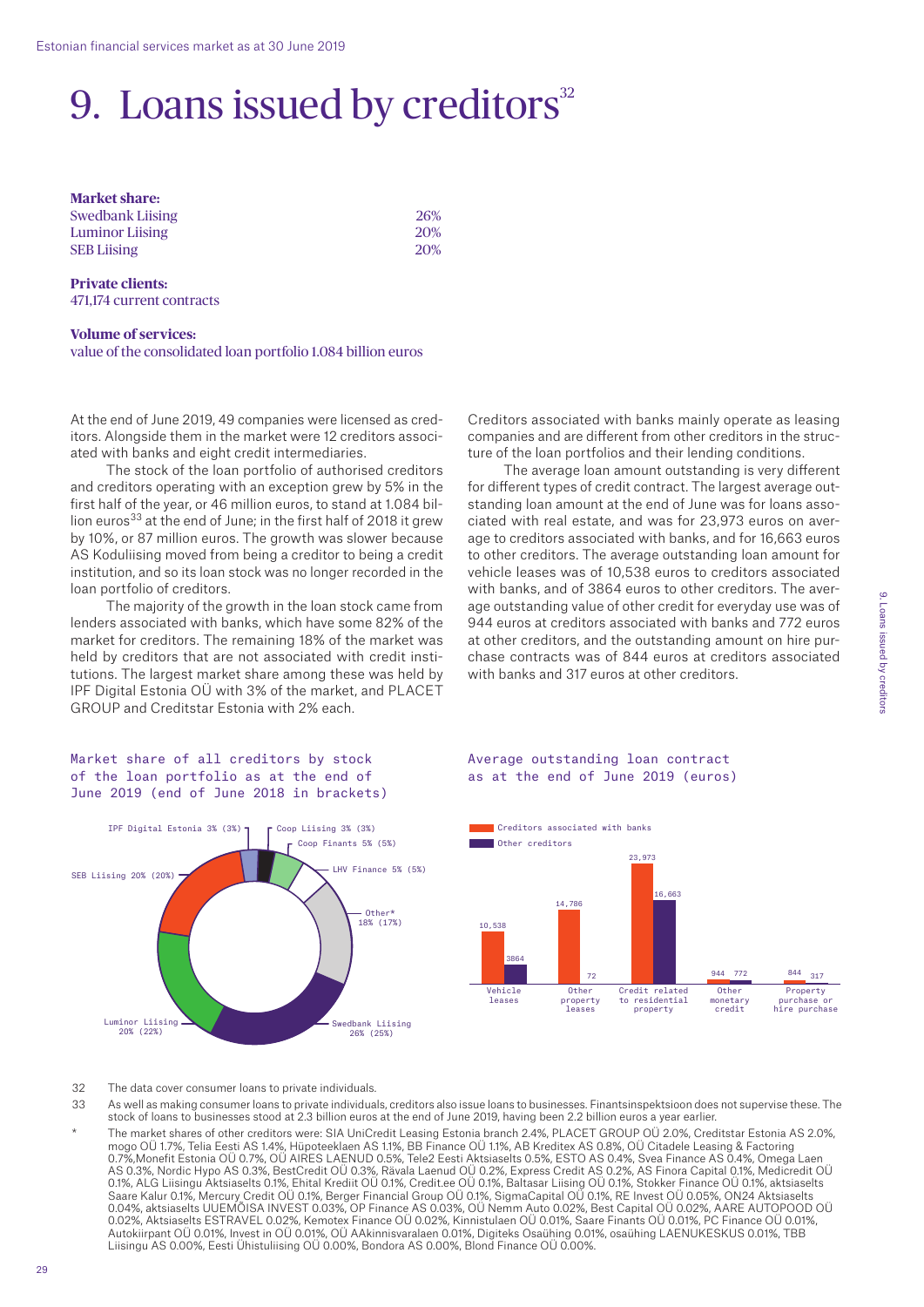# 9. Loans issued by creditors[32]

**Market share:**

| | |
|---|---|
| Swedbank Liising | 26% |
| Luminor Liising | 20% |
| SEB Liising | 20% |

**Private clients:**
471,174 current contracts

**Volume of services:**
value of the consolidated loan portfolio 1.084 billion euros

At the end of June 2019, 49 companies were licensed as creditors. Alongside them in the market were 12 creditors associated with banks and eight credit intermediaries.

The stock of the loan portfolio of authorised creditors and creditors operating with an exception grew by 5% in the first half of the year, or 46 million euros, to stand at 1.084 billion euros[33] at the end of June; in the first half of 2018 it grew by 10%, or 87 million euros. The growth was slower because AS Koduliising moved from being a creditor to being a credit institution, and so its loan stock was no longer recorded in the loan portfolio of creditors.

The majority of the growth in the loan stock came from lenders associated with banks, which have some 82% of the market for creditors. The remaining 18% of the market was held by creditors that are not associated with credit institutions. The largest market share among these was held by IPF Digital Estonia OÜ with 3% of the market, and PLACET GROUP and Creditstar Estonia with 2% each.

Creditors associated with banks mainly operate as leasing companies and are different from other creditors in the structure of the loan portfolios and their lending conditions.

The average loan amount outstanding is very different for different types of credit contract. The largest average outstanding loan amount at the end of June was for loans associated with real estate, and was for 23,973 euros on average to creditors associated with banks, and for 16,663 euros to other creditors. The average outstanding loan amount for vehicle leases was of 10,538 euros to creditors associated with banks, and of 3864 euros to other creditors. The average outstanding value of other credit for everyday use was of 944 euros at creditors associated with banks and 772 euros at other creditors, and the outstanding amount on hire purchase contracts was of 844 euros at creditors associated with banks and 317 euros at other creditors.

Market share of all creditors by stock of the loan portfolio as at the end of June 2019 (end of June 2018 in brackets)

IPF Digital Estonia 3% (3%)
Coop Liising 3% (3%)
Coop Finants 5% (5%)
LHV Finance 5% (5%)
Other* 18% (17%)
Swedbank Liising 26% (25%)
Luminor Liising 20% (22%)
SEB Liising 20% (20%)

Average outstanding loan contract as at the end of June 2019 (euros)

Creditors associated with banks
Other creditors

Vehicle leases: 10,538; 3864
Other property leases: 14,786; 72
Credit related to residential property: 23,973; 16,663
Other monetary credit: 944; 772
Property purchase or hire purchase: 844; 317

32 The data cover consumer loans to private individuals.

33 As well as making consumer loans to private individuals, creditors also issue loans to businesses. Finantsinspektsioon does not supervise these. The stock of loans to businesses stood at 2.3 billion euros at the end of June 2019, having been 2.2 billion euros a year earlier.

* The market shares of other creditors were: SIA UniCredit Leasing Estonia branch 2.4%, PLACET GROUP OÜ 2.0%, Creditstar Estonia AS 2.0%, mogo OÜ 1.7%, Telia Eesti AS 1.4%, Hüpoteeklaen AS 1.1%, BB Finance OÜ 1.1%, AB Kreditex AS 0.8%, OÜ Citadele Leasing & Factoring 0.7%,Monefit Estonia OÜ 0.7%, OÜ AIRES LAENUD 0.5%, Tele2 Eesti Aktsiaselts 0.5%, ESTO AS 0.4%, Svea Finance AS 0.4%, Omega Laen AS 0.3%, Nordic Hypo AS 0.3%, BestCredit OÜ 0.3%, Rävala Laenud OÜ 0.2%, Express Credit AS 0.2%, AS Finora Capital 0.1%, Medicredit OÜ 0.1%, ALG Liisingu Aktsiaselts 0.1%, Ehital Krediit OÜ 0.1%, Credit.ee OÜ 0.1%, Baltasar Liising OÜ 0.1%, Stokker Finance OÜ 0.1%, aktsiaselts Saare Kalur 0.1%, Mercury Credit OÜ 0.1%, Berger Financial Group OÜ 0.1%, SigmaCapital OÜ 0.1%, RE Invest OÜ 0.05%, ON24 Aktsiaselts 0.04%, aktsiaselts UUEMÕISA INVEST 0.03%, OP Finance AS 0.03%, OÜ Nemm Auto 0.02%, Best Capital OÜ 0.02%, AARE AUTOPOOD OÜ 0.02%, Aktsiaselts ESTRAVEL 0.02%, Kemotex Finance OÜ 0.02%, Kinnistulaen OÜ 0.01%, Saare Finants OÜ 0.01%, PC Finance OÜ 0.01%, Autokiirpant OÜ 0.01%, Invest in OÜ 0.01%, OÜ AAkinnisvaralaen 0.01%, Digiteks Osaühing 0.01%, osaühing LAENUKESKUS 0.01%, TBB Liisingu AS 0.00%, Eesti Ühistuliising OÜ 0.00%, Bondora AS 0.00%, Blond Finance OÜ 0.00%.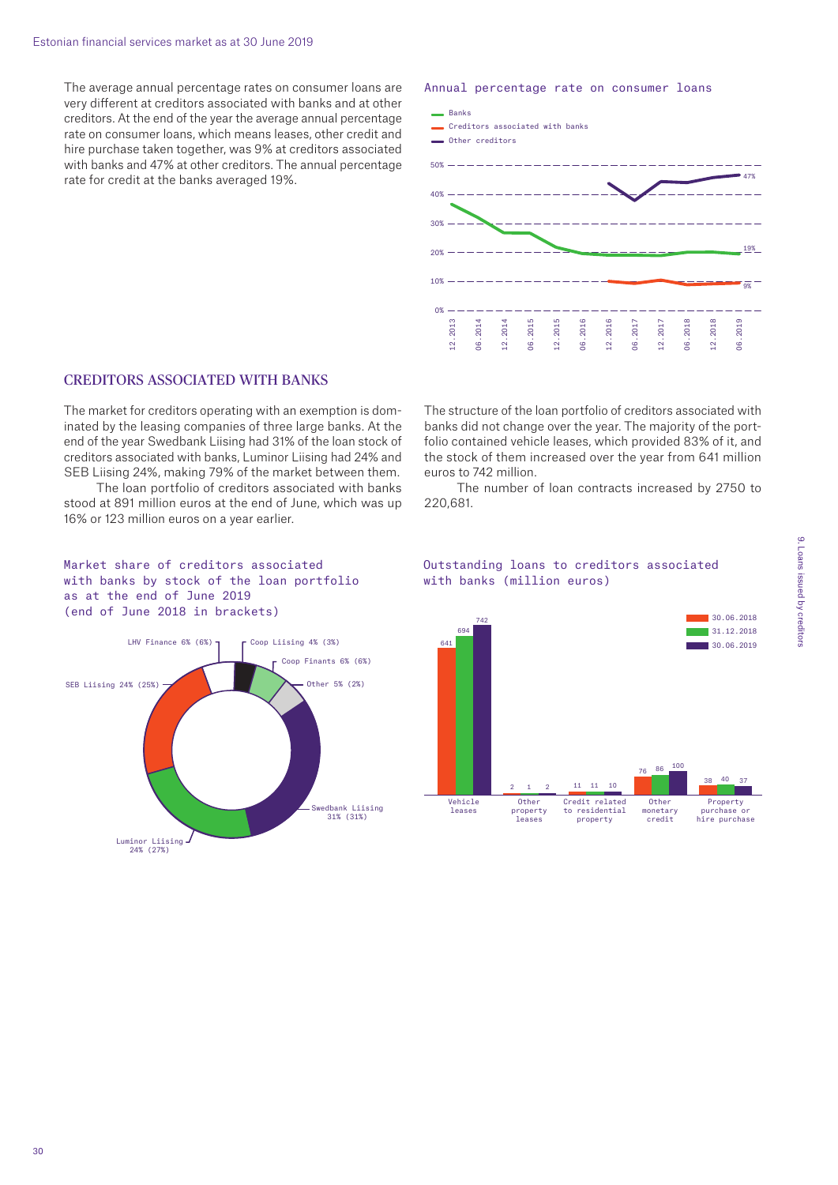The average annual percentage rates on consumer loans are very different at creditors associated with banks and at other creditors. At the end of the year the average annual percentage rate on consumer loans, which means leases, other credit and hire purchase taken together, was 9% at creditors associated with banks and 47% at other creditors. The annual percentage rate for credit at the banks averaged 19%.

Annual percentage rate on consumer loans

Banks
Creditors associated with banks
Other creditors

50%
40%
30%
20%
10%
0%

47%
19%
9%

12.2013
06.2014
12.2014
06.2015
12.2015
06.2016
12.2016
06.2017
12.2017
06.2018
12.2018
06.2019

## CREDITORS ASSOCIATED WITH BANKS

The market for creditors operating with an exemption is dominated by the leasing companies of three large banks. At the end of the year Swedbank Liising had 31% of the loan stock of creditors associated with banks, Luminor Liising had 24% and SEB Liising 24%, making 79% of the market between them.

The loan portfolio of creditors associated with banks stood at 891 million euros at the end of June, which was up 16% or 123 million euros on a year earlier.

The structure of the loan portfolio of creditors associated with banks did not change over the year. The majority of the portfolio contained vehicle leases, which provided 83% of it, and the stock of them increased over the year from 641 million euros to 742 million.

The number of loan contracts increased by 2750 to 220,681.

Market share of creditors associated with banks by stock of the loan portfolio as at the end of June 2019 (end of June 2018 in brackets)

LHV Finance 6% (6%)
Coop Liising 4% (3%)
Coop Finants 6% (6%)
Other 5% (2%)
SEB Liising 24% (25%)
Swedbank Liising 31% (31%)
Luminor Liising 24% (27%)

Outstanding loans to creditors associated with banks (million euros)

30.06.2018
31.12.2018
30.06.2019

641 694 742
Vehicle leases

2 1 2
Other property leases

11 11 10
Credit related to residential property

76 86 100
Other monetary credit

38 40 37
Property purchase or hire purchase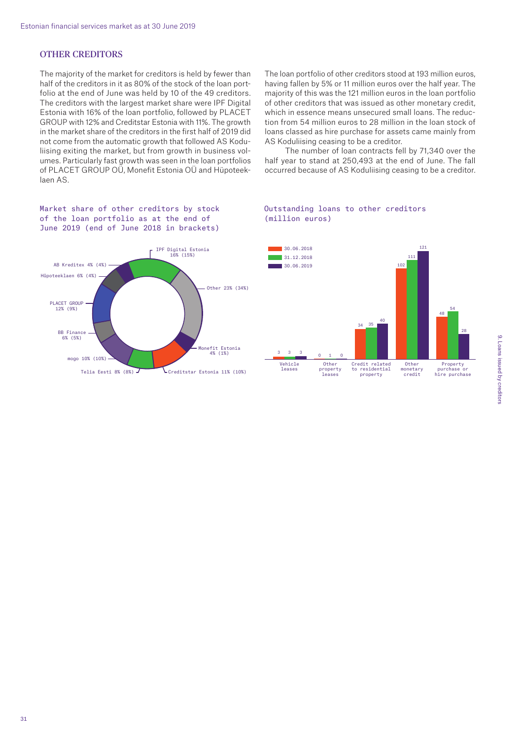## OTHER CREDITORS

The majority of the market for creditors is held by fewer than half of the creditors in it as 80% of the stock of the loan portfolio at the end of June was held by 10 of the 49 creditors. The creditors with the largest market share were IPF Digital Estonia with 16% of the loan portfolio, followed by PLACET GROUP with 12% and Creditstar Estonia with 11%. The growth in the market share of the creditors in the first half of 2019 did not come from the automatic growth that followed AS Koduliising exiting the market, but from growth in business volumes. Particularly fast growth was seen in the loan portfolios of PLACET GROUP OÜ, Monefit Estonia OÜ and Hüpoteeklaen AS.

The loan portfolio of other creditors stood at 193 million euros, having fallen by 5% or 11 million euros over the half year. The majority of this was the 121 million euros in the loan portfolio of other creditors that was issued as other monetary credit, which in essence means unsecured small loans. The reduction from 54 million euros to 28 million in the loan stock of loans classed as hire purchase for assets came mainly from AS Koduliising ceasing to be a creditor.

The number of loan contracts fell by 71,340 over the half year to stand at 250,493 at the end of June. The fall occurred because of AS Koduliising ceasing to be a creditor.

Market share of other creditors by stock of the loan portfolio as at the end of June 2019 (end of June 2018 in brackets)

IPF Digital Estonia 16% (15%)
Other 23% (34%)
Monefit Estonia 4% (1%)
Creditstar Estonia 11% (10%)
Telia Eesti 8% (8%)
mogo 10% (10%)
BB Finance 6% (5%)
PLACET GROUP 12% (9%)
Hüpoteeklaen 6% (4%)
AB Kreditex 4% (4%)

Outstanding loans to other creditors (million euros)

30.06.2018
31.12.2018
30.06.2019

Vehicle leases: 3 3 3
Other property leases: 0 1 0
Credit related to residential property: 34 35 40
Other monetary credit: 102 111 121
Property purchase or hire purchase: 48 54 28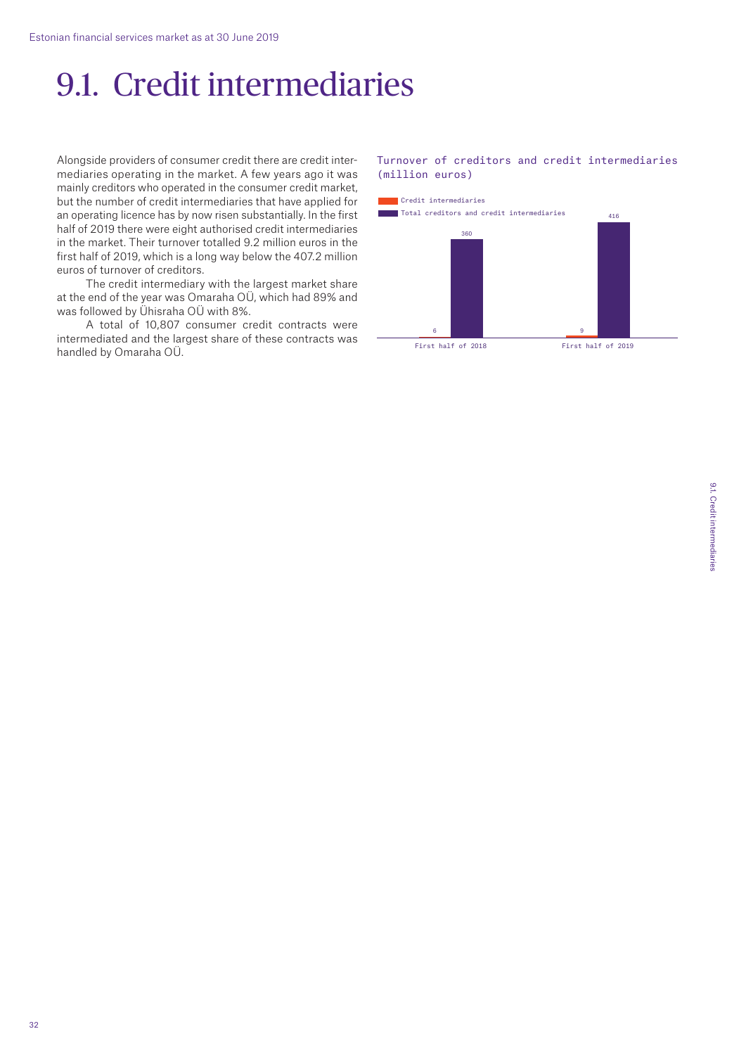# 9.1. Credit intermediaries

Alongside providers of consumer credit there are credit intermediaries operating in the market. A few years ago it was mainly creditors who operated in the consumer credit market, but the number of credit intermediaries that have applied for an operating licence has by now risen substantially. In the first half of 2019 there were eight authorised credit intermediaries in the market. Their turnover totalled 9.2 million euros in the first half of 2019, which is a long way below the 407.2 million euros of turnover of creditors.

The credit intermediary with the largest market share at the end of the year was Omaraha OÜ, which had 89% and was followed by Ühisraha OÜ with 8%.

A total of 10,807 consumer credit contracts were intermediated and the largest share of these contracts was handled by Omaraha OÜ.

Turnover of creditors and credit intermediaries (million euros)

Credit intermediaries
Total creditors and credit intermediaries

6
360
First half of 2018

9
416
First half of 2019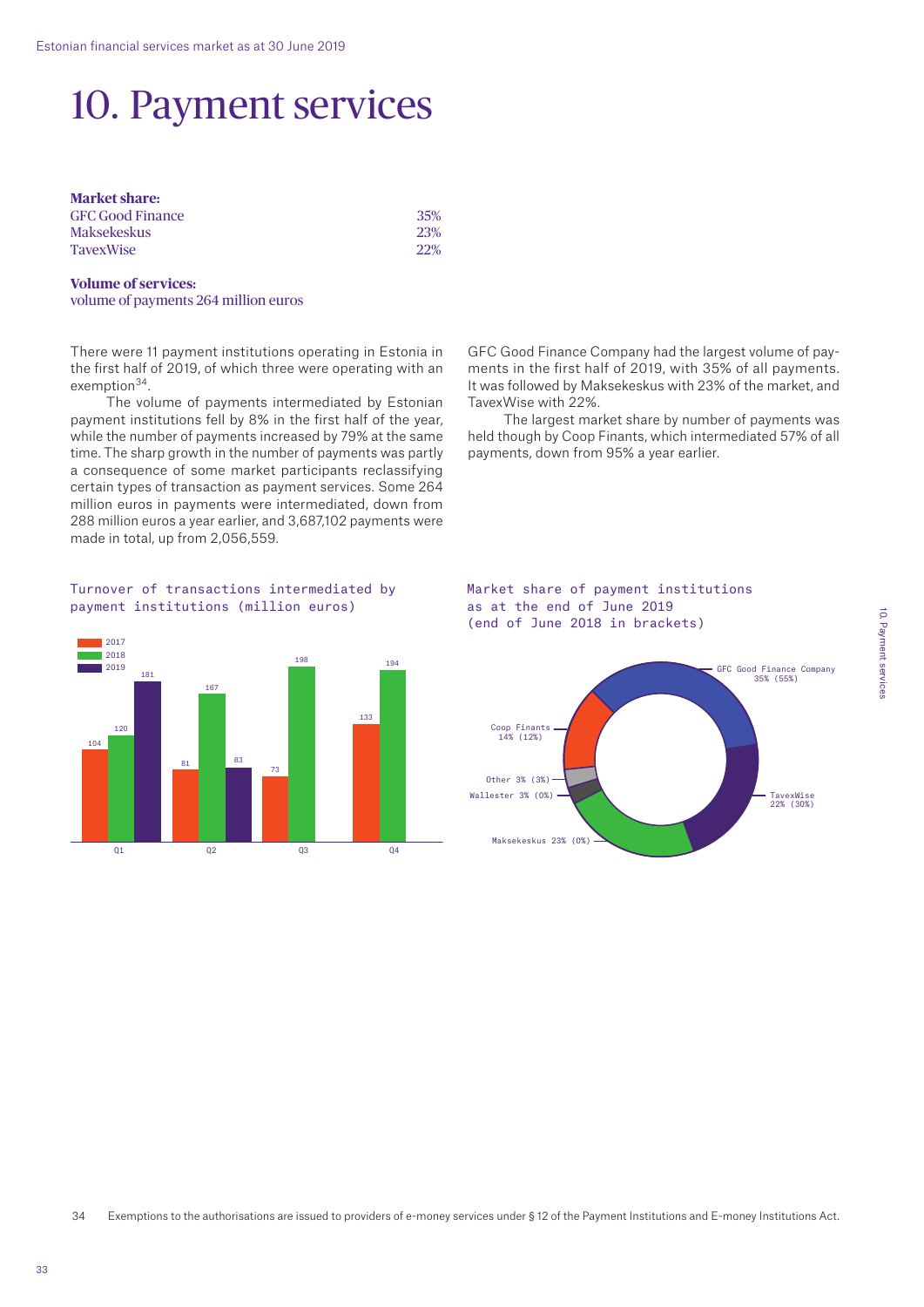# 10. Payment services

**Market share:**

| | |
|---|---|
| GFC Good Finance | 35% |
| Maksekeskus | 23% |
| TavexWise | 22% |

**Volume of services:**
volume of payments 264 million euros

There were 11 payment institutions operating in Estonia in the first half of 2019, of which three were operating with an exemption[34].

The volume of payments intermediated by Estonian payment institutions fell by 8% in the first half of the year, while the number of payments increased by 79% at the same time. The sharp growth in the number of payments was partly a consequence of some market participants reclassifying certain types of transaction as payment services. Some 264 million euros in payments were intermediated, down from 288 million euros a year earlier, and 3,687,102 payments were made in total, up from 2,056,559.

GFC Good Finance Company had the largest volume of payments in the first half of 2019, with 35% of all payments. It was followed by Maksekeskus with 23% of the market, and TavexWise with 22%.

The largest market share by number of payments was held though by Coop Finants, which intermediated 57% of all payments, down from 95% a year earlier.

Turnover of transactions intermediated by payment institutions (million euros)

2017
2018
2019

104 120 181
81 167 83
73 198
133 194

Q1 Q2 Q3 Q4

Market share of payment institutions as at the end of June 2019 (end of June 2018 in brackets)

GFC Good Finance Company 35% (55%)
TavexWise 22% (30%)
Maksekeskus 23% (0%)
Wallester 3% (0%)
Other 3% (3%)
Coop Finants 14% (12%)

34 Exemptions to the authorisations are issued to providers of e-money services under § 12 of the Payment Institutions and E-money Institutions Act.